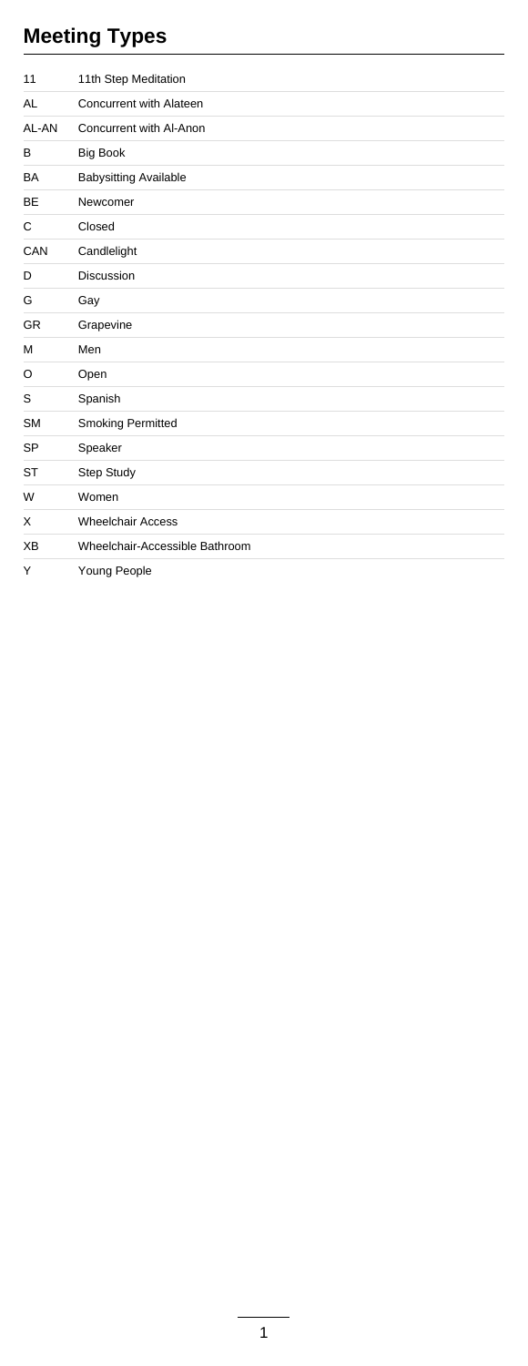# Meeting Types

| | |
|---|---|
| 11 | 11th Step Meditation |
| AL | Concurrent with Alateen |
| AL-AN | Concurrent with Al-Anon |
| B | Big Book |
| BA | Babysitting Available |
| BE | Newcomer |
| C | Closed |
| CAN | Candlelight |
| D | Discussion |
| G | Gay |
| GR | Grapevine |
| M | Men |
| O | Open |
| S | Spanish |
| SM | Smoking Permitted |
| SP | Speaker |
| ST | Step Study |
| W | Women |
| X | Wheelchair Access |
| XB | Wheelchair-Accessible Bathroom |
| Y | Young People |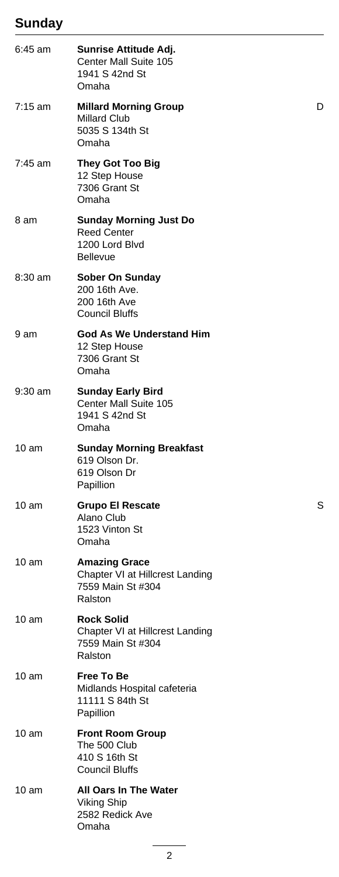## Sunday

| Time | Meeting | |
|---|---|---|
| 6:45 am | **Sunrise Attitude Adj.**<br>Center Mall Suite 105<br>1941 S 42nd St<br>Omaha | |
| 7:15 am | **Millard Morning Group**<br>Millard Club<br>5035 S 134th St<br>Omaha | D |
| 7:45 am | **They Got Too Big**<br>12 Step House<br>7306 Grant St<br>Omaha | |
| 8 am | **Sunday Morning Just Do**<br>Reed Center<br>1200 Lord Blvd<br>Bellevue | |
| 8:30 am | **Sober On Sunday**<br>200 16th Ave.<br>200 16th Ave<br>Council Bluffs | |
| 9 am | **God As We Understand Him**<br>12 Step House<br>7306 Grant St<br>Omaha | |
| 9:30 am | **Sunday Early Bird**<br>Center Mall Suite 105<br>1941 S 42nd St<br>Omaha | |
| 10 am | **Sunday Morning Breakfast**<br>619 Olson Dr.<br>619 Olson Dr<br>Papillion | |
| 10 am | **Grupo El Rescate**<br>Alano Club<br>1523 Vinton St<br>Omaha | S |
| 10 am | **Amazing Grace**<br>Chapter VI at Hillcrest Landing<br>7559 Main St #304<br>Ralston | |
| 10 am | **Rock Solid**<br>Chapter VI at Hillcrest Landing<br>7559 Main St #304<br>Ralston | |
| 10 am | **Free To Be**<br>Midlands Hospital cafeteria<br>11111 S 84th St<br>Papillion | |
| 10 am | **Front Room Group**<br>The 500 Club<br>410 S 16th St<br>Council Bluffs | |
| 10 am | **All Oars In The Water**<br>Viking Ship<br>2582 Redick Ave<br>Omaha | |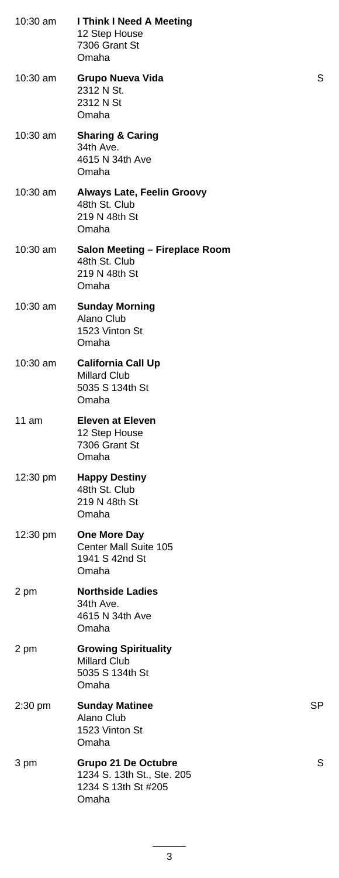10:30 am **I Think I Need A Meeting**
12 Step House
7306 Grant St
Omaha

10:30 am **Grupo Nueva Vida** S
2312 N St.
2312 N St
Omaha

10:30 am **Sharing & Caring**
34th Ave.
4615 N 34th Ave
Omaha

10:30 am **Always Late, Feelin Groovy**
48th St. Club
219 N 48th St
Omaha

10:30 am **Salon Meeting – Fireplace Room**
48th St. Club
219 N 48th St
Omaha

10:30 am **Sunday Morning**
Alano Club
1523 Vinton St
Omaha

10:30 am **California Call Up**
Millard Club
5035 S 134th St
Omaha

11 am **Eleven at Eleven**
12 Step House
7306 Grant St
Omaha

12:30 pm **Happy Destiny**
48th St. Club
219 N 48th St
Omaha

12:30 pm **One More Day**
Center Mall Suite 105
1941 S 42nd St
Omaha

2 pm **Northside Ladies**
34th Ave.
4615 N 34th Ave
Omaha

2 pm **Growing Spirituality**
Millard Club
5035 S 134th St
Omaha

2:30 pm **Sunday Matinee** SP
Alano Club
1523 Vinton St
Omaha

3 pm **Grupo 21 De Octubre** S
1234 S. 13th St., Ste. 205
1234 S 13th St #205
Omaha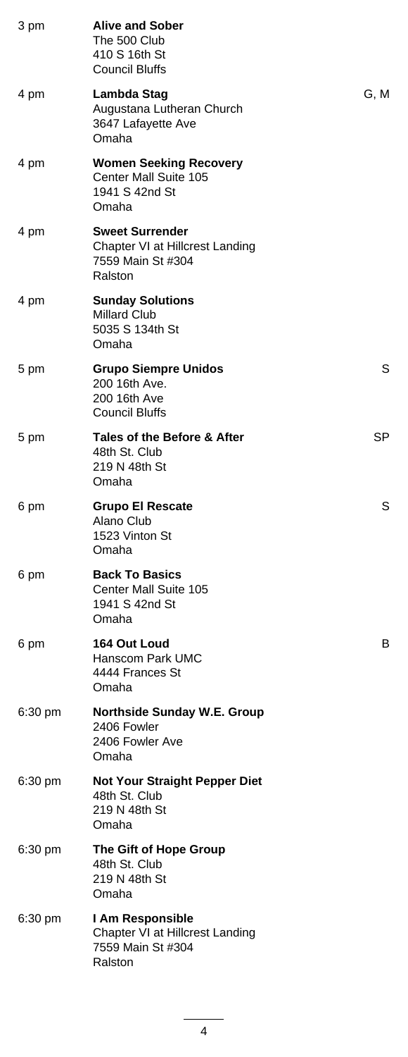| Time | Meeting | Code |
| --- | --- | --- |
| 3 pm | **Alive and Sober**<br>The 500 Club<br>410 S 16th St<br>Council Bluffs | |
| 4 pm | **Lambda Stag**<br>Augustana Lutheran Church<br>3647 Lafayette Ave<br>Omaha | G, M |
| 4 pm | **Women Seeking Recovery**<br>Center Mall Suite 105<br>1941 S 42nd St<br>Omaha | |
| 4 pm | **Sweet Surrender**<br>Chapter VI at Hillcrest Landing<br>7559 Main St #304<br>Ralston | |
| 4 pm | **Sunday Solutions**<br>Millard Club<br>5035 S 134th St<br>Omaha | |
| 5 pm | **Grupo Siempre Unidos**<br>200 16th Ave.<br>200 16th Ave<br>Council Bluffs | S |
| 5 pm | **Tales of the Before & After**<br>48th St. Club<br>219 N 48th St<br>Omaha | SP |
| 6 pm | **Grupo El Rescate**<br>Alano Club<br>1523 Vinton St<br>Omaha | S |
| 6 pm | **Back To Basics**<br>Center Mall Suite 105<br>1941 S 42nd St<br>Omaha | |
| 6 pm | **164 Out Loud**<br>Hanscom Park UMC<br>4444 Frances St<br>Omaha | B |
| 6:30 pm | **Northside Sunday W.E. Group**<br>2406 Fowler<br>2406 Fowler Ave<br>Omaha | |
| 6:30 pm | **Not Your Straight Pepper Diet**<br>48th St. Club<br>219 N 48th St<br>Omaha | |
| 6:30 pm | **The Gift of Hope Group**<br>48th St. Club<br>219 N 48th St<br>Omaha | |
| 6:30 pm | **I Am Responsible**<br>Chapter VI at Hillcrest Landing<br>7559 Main St #304<br>Ralston | |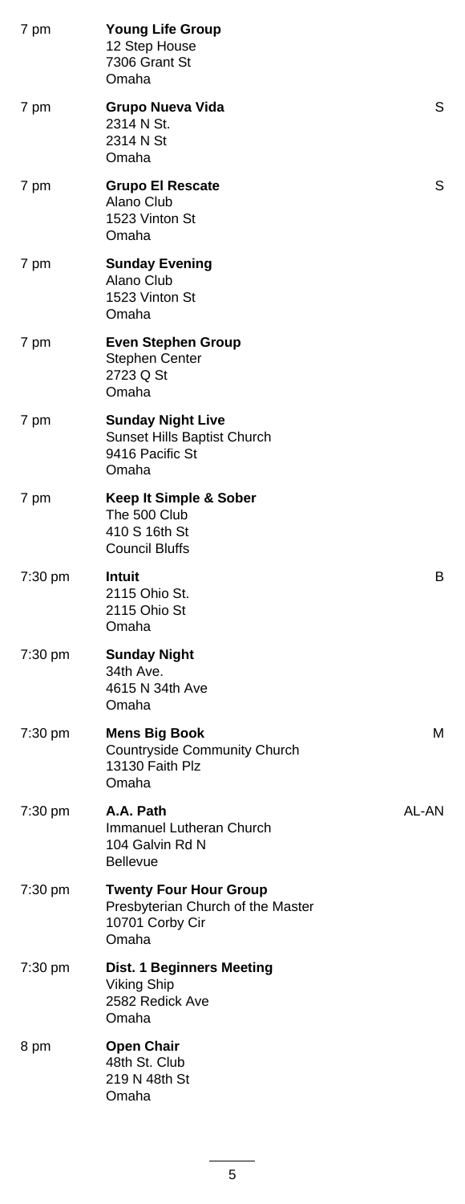| Time | Meeting | Type |
|---|---|---|
| 7 pm | **Young Life Group**<br>12 Step House<br>7306 Grant St<br>Omaha | |
| 7 pm | **Grupo Nueva Vida**<br>2314 N St.<br>2314 N St<br>Omaha | S |
| 7 pm | **Grupo El Rescate**<br>Alano Club<br>1523 Vinton St<br>Omaha | S |
| 7 pm | **Sunday Evening**<br>Alano Club<br>1523 Vinton St<br>Omaha | |
| 7 pm | **Even Stephen Group**<br>Stephen Center<br>2723 Q St<br>Omaha | |
| 7 pm | **Sunday Night Live**<br>Sunset Hills Baptist Church<br>9416 Pacific St<br>Omaha | |
| 7 pm | **Keep It Simple & Sober**<br>The 500 Club<br>410 S 16th St<br>Council Bluffs | |
| 7:30 pm | **Intuit**<br>2115 Ohio St.<br>2115 Ohio St<br>Omaha | B |
| 7:30 pm | **Sunday Night**<br>34th Ave.<br>4615 N 34th Ave<br>Omaha | |
| 7:30 pm | **Mens Big Book**<br>Countryside Community Church<br>13130 Faith Plz<br>Omaha | M |
| 7:30 pm | **A.A. Path**<br>Immanuel Lutheran Church<br>104 Galvin Rd N<br>Bellevue | AL-AN |
| 7:30 pm | **Twenty Four Hour Group**<br>Presbyterian Church of the Master<br>10701 Corby Cir<br>Omaha | |
| 7:30 pm | **Dist. 1 Beginners Meeting**<br>Viking Ship<br>2582 Redick Ave<br>Omaha | |
| 8 pm | **Open Chair**<br>48th St. Club<br>219 N 48th St<br>Omaha | |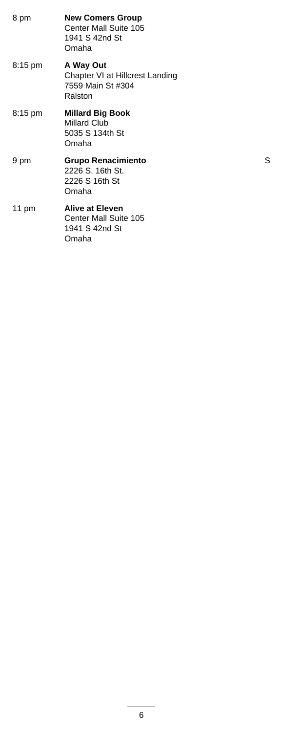8 pm **New Comers Group**
Center Mall Suite 105
1941 S 42nd St
Omaha

8:15 pm **A Way Out**
Chapter VI at Hillcrest Landing
7559 Main St #304
Ralston

8:15 pm **Millard Big Book**
Millard Club
5035 S 134th St
Omaha

9 pm **Grupo Renacimiento** S
2226 S. 16th St.
2226 S 16th St
Omaha

11 pm **Alive at Eleven**
Center Mall Suite 105
1941 S 42nd St
Omaha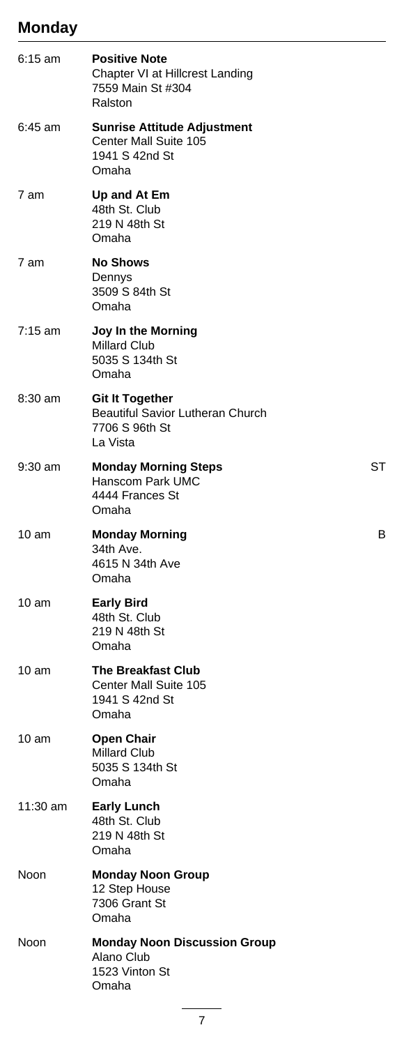## Monday

| Time | Meeting | Type |
| --- | --- | --- |
| 6:15 am | **Positive Note**<br>Chapter VI at Hillcrest Landing<br>7559 Main St #304<br>Ralston | |
| 6:45 am | **Sunrise Attitude Adjustment**<br>Center Mall Suite 105<br>1941 S 42nd St<br>Omaha | |
| 7 am | **Up and At Em**<br>48th St. Club<br>219 N 48th St<br>Omaha | |
| 7 am | **No Shows**<br>Dennys<br>3509 S 84th St<br>Omaha | |
| 7:15 am | **Joy In the Morning**<br>Millard Club<br>5035 S 134th St<br>Omaha | |
| 8:30 am | **Git It Together**<br>Beautiful Savior Lutheran Church<br>7706 S 96th St<br>La Vista | |
| 9:30 am | **Monday Morning Steps**<br>Hanscom Park UMC<br>4444 Frances St<br>Omaha | ST |
| 10 am | **Monday Morning**<br>34th Ave.<br>4615 N 34th Ave<br>Omaha | B |
| 10 am | **Early Bird**<br>48th St. Club<br>219 N 48th St<br>Omaha | |
| 10 am | **The Breakfast Club**<br>Center Mall Suite 105<br>1941 S 42nd St<br>Omaha | |
| 10 am | **Open Chair**<br>Millard Club<br>5035 S 134th St<br>Omaha | |
| 11:30 am | **Early Lunch**<br>48th St. Club<br>219 N 48th St<br>Omaha | |
| Noon | **Monday Noon Group**<br>12 Step House<br>7306 Grant St<br>Omaha | |
| Noon | **Monday Noon Discussion Group**<br>Alano Club<br>1523 Vinton St<br>Omaha | |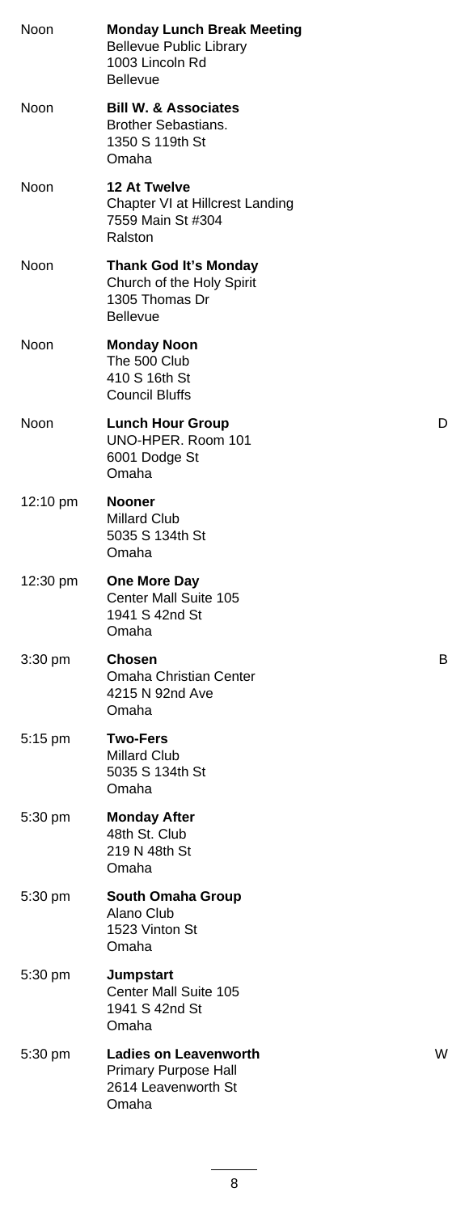| Time | Meeting | Code |
| --- | --- | --- |
| Noon | **Monday Lunch Break Meeting**<br>Bellevue Public Library<br>1003 Lincoln Rd<br>Bellevue | |
| Noon | **Bill W. & Associates**<br>Brother Sebastians.<br>1350 S 119th St<br>Omaha | |
| Noon | **12 At Twelve**<br>Chapter VI at Hillcrest Landing<br>7559 Main St #304<br>Ralston | |
| Noon | **Thank God It's Monday**<br>Church of the Holy Spirit<br>1305 Thomas Dr<br>Bellevue | |
| Noon | **Monday Noon**<br>The 500 Club<br>410 S 16th St<br>Council Bluffs | |
| Noon | **Lunch Hour Group**<br>UNO-HPER. Room 101<br>6001 Dodge St<br>Omaha | D |
| 12:10 pm | **Nooner**<br>Millard Club<br>5035 S 134th St<br>Omaha | |
| 12:30 pm | **One More Day**<br>Center Mall Suite 105<br>1941 S 42nd St<br>Omaha | |
| 3:30 pm | **Chosen**<br>Omaha Christian Center<br>4215 N 92nd Ave<br>Omaha | B |
| 5:15 pm | **Two-Fers**<br>Millard Club<br>5035 S 134th St<br>Omaha | |
| 5:30 pm | **Monday After**<br>48th St. Club<br>219 N 48th St<br>Omaha | |
| 5:30 pm | **South Omaha Group**<br>Alano Club<br>1523 Vinton St<br>Omaha | |
| 5:30 pm | **Jumpstart**<br>Center Mall Suite 105<br>1941 S 42nd St<br>Omaha | |
| 5:30 pm | **Ladies on Leavenworth**<br>Primary Purpose Hall<br>2614 Leavenworth St<br>Omaha | W |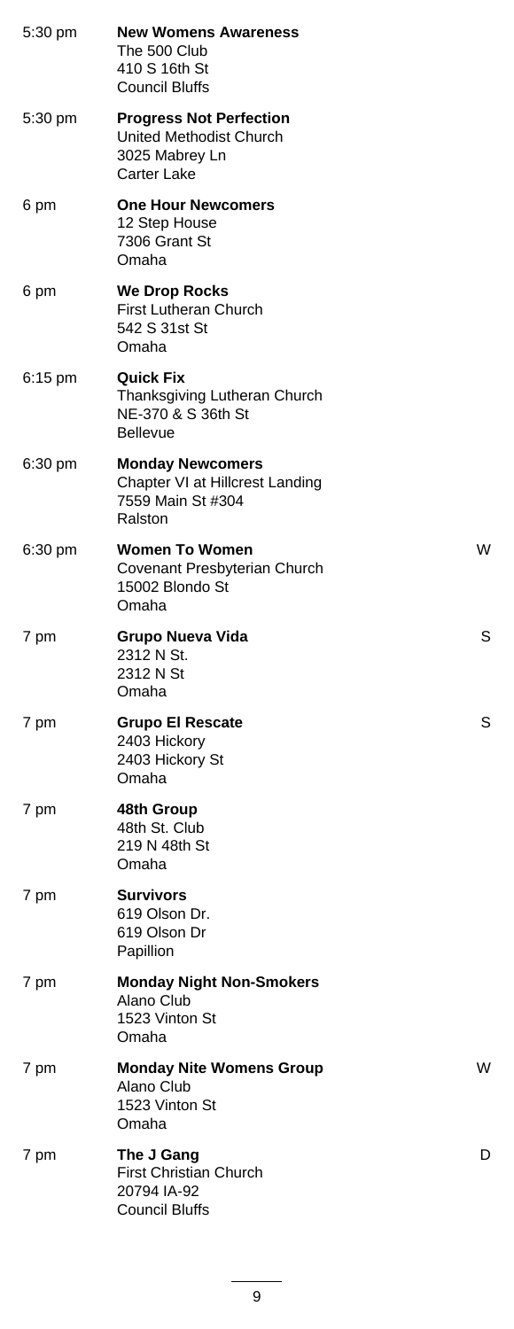5:30 pm **New Womens Awareness**
The 500 Club
410 S 16th St
Council Bluffs

5:30 pm **Progress Not Perfection**
United Methodist Church
3025 Mabrey Ln
Carter Lake

6 pm **One Hour Newcomers**
12 Step House
7306 Grant St
Omaha

6 pm **We Drop Rocks**
First Lutheran Church
542 S 31st St
Omaha

6:15 pm **Quick Fix**
Thanksgiving Lutheran Church
NE-370 & S 36th St
Bellevue

6:30 pm **Monday Newcomers**
Chapter VI at Hillcrest Landing
7559 Main St #304
Ralston

6:30 pm **Women To Women** W
Covenant Presbyterian Church
15002 Blondo St
Omaha

7 pm **Grupo Nueva Vida** S
2312 N St.
2312 N St
Omaha

7 pm **Grupo El Rescate** S
2403 Hickory
2403 Hickory St
Omaha

7 pm **48th Group**
48th St. Club
219 N 48th St
Omaha

7 pm **Survivors**
619 Olson Dr.
619 Olson Dr
Papillion

7 pm **Monday Night Non-Smokers**
Alano Club
1523 Vinton St
Omaha

7 pm **Monday Nite Womens Group** W
Alano Club
1523 Vinton St
Omaha

7 pm **The J Gang** D
First Christian Church
20794 IA-92
Council Bluffs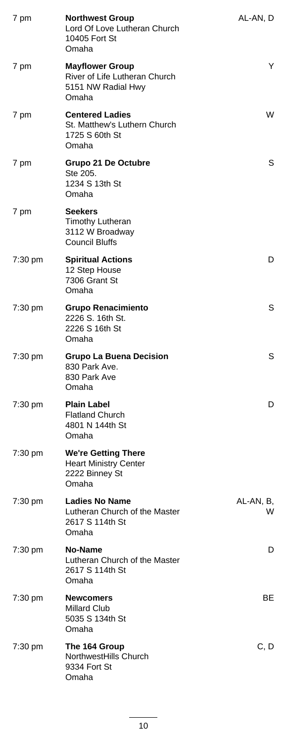| Time | Meeting | Codes |
| --- | --- | --- |
| 7 pm | **Northwest Group**<br>Lord Of Love Lutheran Church<br>10405 Fort St<br>Omaha | AL-AN, D |
| 7 pm | **Mayflower Group**<br>River of Life Lutheran Church<br>5151 NW Radial Hwy<br>Omaha | Y |
| 7 pm | **Centered Ladies**<br>St. Matthew's Luthern Church<br>1725 S 60th St<br>Omaha | W |
| 7 pm | **Grupo 21 De Octubre**<br>Ste 205.<br>1234 S 13th St<br>Omaha | S |
| 7 pm | **Seekers**<br>Timothy Lutheran<br>3112 W Broadway<br>Council Bluffs | |
| 7:30 pm | **Spiritual Actions**<br>12 Step House<br>7306 Grant St<br>Omaha | D |
| 7:30 pm | **Grupo Renacimiento**<br>2226 S. 16th St.<br>2226 S 16th St<br>Omaha | S |
| 7:30 pm | **Grupo La Buena Decision**<br>830 Park Ave.<br>830 Park Ave<br>Omaha | S |
| 7:30 pm | **Plain Label**<br>Flatland Church<br>4801 N 144th St<br>Omaha | D |
| 7:30 pm | **We're Getting There**<br>Heart Ministry Center<br>2222 Binney St<br>Omaha | |
| 7:30 pm | **Ladies No Name**<br>Lutheran Church of the Master<br>2617 S 114th St<br>Omaha | AL-AN, B, W |
| 7:30 pm | **No-Name**<br>Lutheran Church of the Master<br>2617 S 114th St<br>Omaha | D |
| 7:30 pm | **Newcomers**<br>Millard Club<br>5035 S 134th St<br>Omaha | BE |
| 7:30 pm | **The 164 Group**<br>NorthwestHills Church<br>9334 Fort St<br>Omaha | C, D |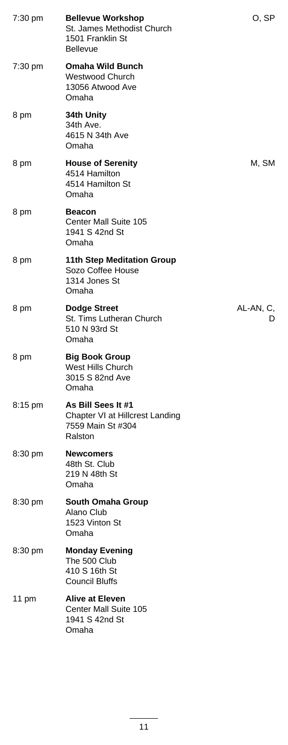| | | |
|---|---|---|
| 7:30 pm | **Bellevue Workshop**<br>St. James Methodist Church<br>1501 Franklin St<br>Bellevue | O, SP |
| 7:30 pm | **Omaha Wild Bunch**<br>Westwood Church<br>13056 Atwood Ave<br>Omaha | |
| 8 pm | **34th Unity**<br>34th Ave.<br>4615 N 34th Ave<br>Omaha | |
| 8 pm | **House of Serenity**<br>4514 Hamilton<br>4514 Hamilton St<br>Omaha | M, SM |
| 8 pm | **Beacon**<br>Center Mall Suite 105<br>1941 S 42nd St<br>Omaha | |
| 8 pm | **11th Step Meditation Group**<br>Sozo Coffee House<br>1314 Jones St<br>Omaha | |
| 8 pm | **Dodge Street**<br>St. Tims Lutheran Church<br>510 N 93rd St<br>Omaha | AL-AN, C, D |
| 8 pm | **Big Book Group**<br>West Hills Church<br>3015 S 82nd Ave<br>Omaha | |
| 8:15 pm | **As Bill Sees It #1**<br>Chapter VI at Hillcrest Landing<br>7559 Main St #304<br>Ralston | |
| 8:30 pm | **Newcomers**<br>48th St. Club<br>219 N 48th St<br>Omaha | |
| 8:30 pm | **South Omaha Group**<br>Alano Club<br>1523 Vinton St<br>Omaha | |
| 8:30 pm | **Monday Evening**<br>The 500 Club<br>410 S 16th St<br>Council Bluffs | |
| 11 pm | **Alive at Eleven**<br>Center Mall Suite 105<br>1941 S 42nd St<br>Omaha | |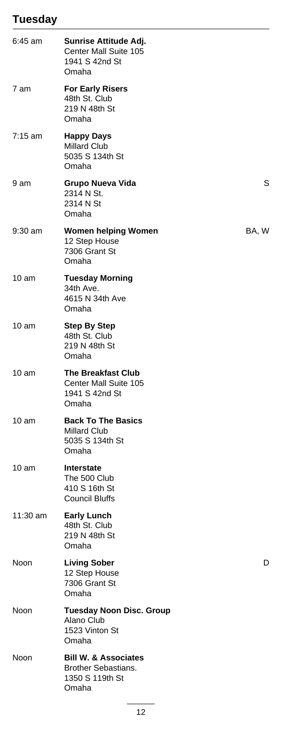## Tuesday

| Time | Meeting | Codes |
|---|---|---|
| 6:45 am | **Sunrise Attitude Adj.**<br>Center Mall Suite 105<br>1941 S 42nd St<br>Omaha | |
| 7 am | **For Early Risers**<br>48th St. Club<br>219 N 48th St<br>Omaha | |
| 7:15 am | **Happy Days**<br>Millard Club<br>5035 S 134th St<br>Omaha | |
| 9 am | **Grupo Nueva Vida**<br>2314 N St.<br>2314 N St<br>Omaha | S |
| 9:30 am | **Women helping Women**<br>12 Step House<br>7306 Grant St<br>Omaha | BA, W |
| 10 am | **Tuesday Morning**<br>34th Ave.<br>4615 N 34th Ave<br>Omaha | |
| 10 am | **Step By Step**<br>48th St. Club<br>219 N 48th St<br>Omaha | |
| 10 am | **The Breakfast Club**<br>Center Mall Suite 105<br>1941 S 42nd St<br>Omaha | |
| 10 am | **Back To The Basics**<br>Millard Club<br>5035 S 134th St<br>Omaha | |
| 10 am | **Interstate**<br>The 500 Club<br>410 S 16th St<br>Council Bluffs | |
| 11:30 am | **Early Lunch**<br>48th St. Club<br>219 N 48th St<br>Omaha | |
| Noon | **Living Sober**<br>12 Step House<br>7306 Grant St<br>Omaha | D |
| Noon | **Tuesday Noon Disc. Group**<br>Alano Club<br>1523 Vinton St<br>Omaha | |
| Noon | **Bill W. & Associates**<br>Brother Sebastians.<br>1350 S 119th St<br>Omaha | |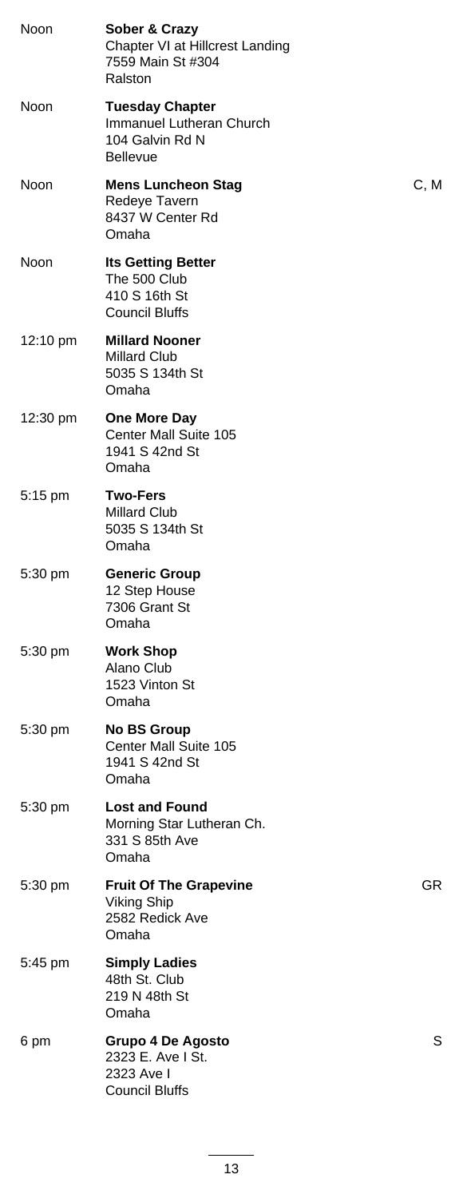| Time | Meeting | Code |
|---|---|---|
| Noon | **Sober & Crazy**<br>Chapter VI at Hillcrest Landing<br>7559 Main St #304<br>Ralston | |
| Noon | **Tuesday Chapter**<br>Immanuel Lutheran Church<br>104 Galvin Rd N<br>Bellevue | |
| Noon | **Mens Luncheon Stag**<br>Redeye Tavern<br>8437 W Center Rd<br>Omaha | C, M |
| Noon | **Its Getting Better**<br>The 500 Club<br>410 S 16th St<br>Council Bluffs | |
| 12:10 pm | **Millard Nooner**<br>Millard Club<br>5035 S 134th St<br>Omaha | |
| 12:30 pm | **One More Day**<br>Center Mall Suite 105<br>1941 S 42nd St<br>Omaha | |
| 5:15 pm | **Two-Fers**<br>Millard Club<br>5035 S 134th St<br>Omaha | |
| 5:30 pm | **Generic Group**<br>12 Step House<br>7306 Grant St<br>Omaha | |
| 5:30 pm | **Work Shop**<br>Alano Club<br>1523 Vinton St<br>Omaha | |
| 5:30 pm | **No BS Group**<br>Center Mall Suite 105<br>1941 S 42nd St<br>Omaha | |
| 5:30 pm | **Lost and Found**<br>Morning Star Lutheran Ch.<br>331 S 85th Ave<br>Omaha | |
| 5:30 pm | **Fruit Of The Grapevine**<br>Viking Ship<br>2582 Redick Ave<br>Omaha | GR |
| 5:45 pm | **Simply Ladies**<br>48th St. Club<br>219 N 48th St<br>Omaha | |
| 6 pm | **Grupo 4 De Agosto**<br>2323 E. Ave I St.<br>2323 Ave I<br>Council Bluffs | S |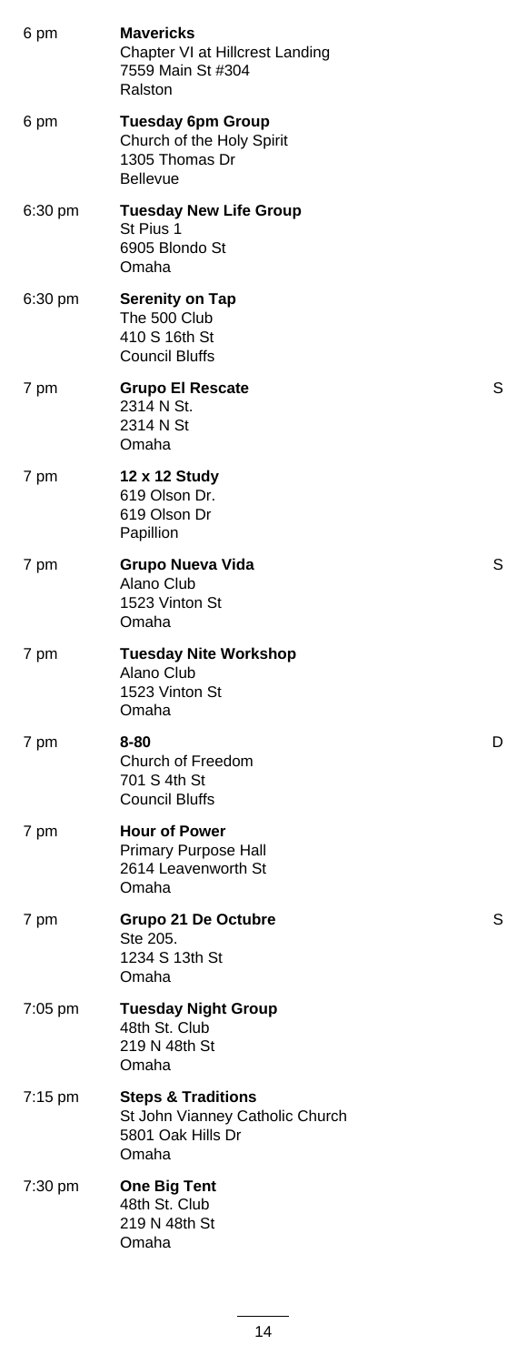| Time | Meeting | Code |
|---|---|---|
| 6 pm | **Mavericks**<br>Chapter VI at Hillcrest Landing<br>7559 Main St #304<br>Ralston | |
| 6 pm | **Tuesday 6pm Group**<br>Church of the Holy Spirit<br>1305 Thomas Dr<br>Bellevue | |
| 6:30 pm | **Tuesday New Life Group**<br>St Pius 1<br>6905 Blondo St<br>Omaha | |
| 6:30 pm | **Serenity on Tap**<br>The 500 Club<br>410 S 16th St<br>Council Bluffs | |
| 7 pm | **Grupo El Rescate**<br>2314 N St.<br>2314 N St<br>Omaha | S |
| 7 pm | **12 x 12 Study**<br>619 Olson Dr.<br>619 Olson Dr<br>Papillion | |
| 7 pm | **Grupo Nueva Vida**<br>Alano Club<br>1523 Vinton St<br>Omaha | S |
| 7 pm | **Tuesday Nite Workshop**<br>Alano Club<br>1523 Vinton St<br>Omaha | |
| 7 pm | **8-80**<br>Church of Freedom<br>701 S 4th St<br>Council Bluffs | D |
| 7 pm | **Hour of Power**<br>Primary Purpose Hall<br>2614 Leavenworth St<br>Omaha | |
| 7 pm | **Grupo 21 De Octubre**<br>Ste 205.<br>1234 S 13th St<br>Omaha | S |
| 7:05 pm | **Tuesday Night Group**<br>48th St. Club<br>219 N 48th St<br>Omaha | |
| 7:15 pm | **Steps & Traditions**<br>St John Vianney Catholic Church<br>5801 Oak Hills Dr<br>Omaha | |
| 7:30 pm | **One Big Tent**<br>48th St. Club<br>219 N 48th St<br>Omaha | |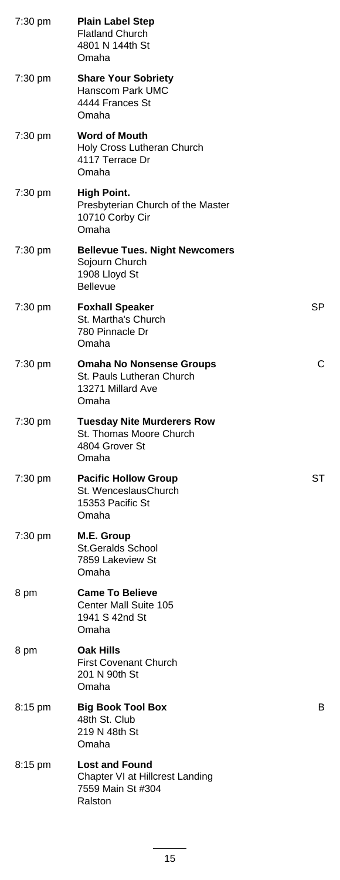7:30 pm **Plain Label Step**
Flatland Church
4801 N 144th St
Omaha

7:30 pm **Share Your Sobriety**
Hanscom Park UMC
4444 Frances St
Omaha

7:30 pm **Word of Mouth**
Holy Cross Lutheran Church
4117 Terrace Dr
Omaha

7:30 pm **High Point.**
Presbyterian Church of the Master
10710 Corby Cir
Omaha

7:30 pm **Bellevue Tues. Night Newcomers**
Sojourn Church
1908 Lloyd St
Bellevue

7:30 pm **Foxhall Speaker** SP
St. Martha's Church
780 Pinnacle Dr
Omaha

7:30 pm **Omaha No Nonsense Groups** C
St. Pauls Lutheran Church
13271 Millard Ave
Omaha

7:30 pm **Tuesday Nite Murderers Row**
St. Thomas Moore Church
4804 Grover St
Omaha

7:30 pm **Pacific Hollow Group** ST
St. WenceslausChurch
15353 Pacific St
Omaha

7:30 pm **M.E. Group**
St.Geralds School
7859 Lakeview St
Omaha

8 pm **Came To Believe**
Center Mall Suite 105
1941 S 42nd St
Omaha

8 pm **Oak Hills**
First Covenant Church
201 N 90th St
Omaha

8:15 pm **Big Book Tool Box** B
48th St. Club
219 N 48th St
Omaha

8:15 pm **Lost and Found**
Chapter VI at Hillcrest Landing
7559 Main St #304
Ralston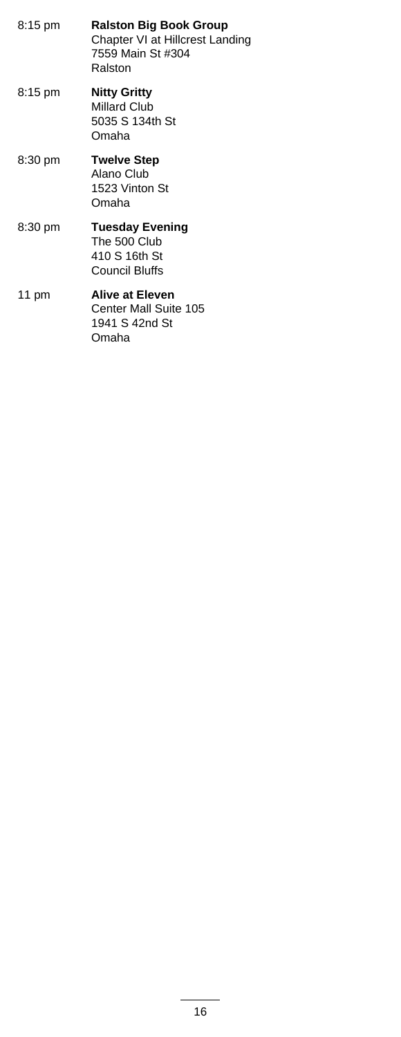8:15 pm **Ralston Big Book Group**
Chapter VI at Hillcrest Landing
7559 Main St #304
Ralston

8:15 pm **Nitty Gritty**
Millard Club
5035 S 134th St
Omaha

8:30 pm **Twelve Step**
Alano Club
1523 Vinton St
Omaha

8:30 pm **Tuesday Evening**
The 500 Club
410 S 16th St
Council Bluffs

11 pm **Alive at Eleven**
Center Mall Suite 105
1941 S 42nd St
Omaha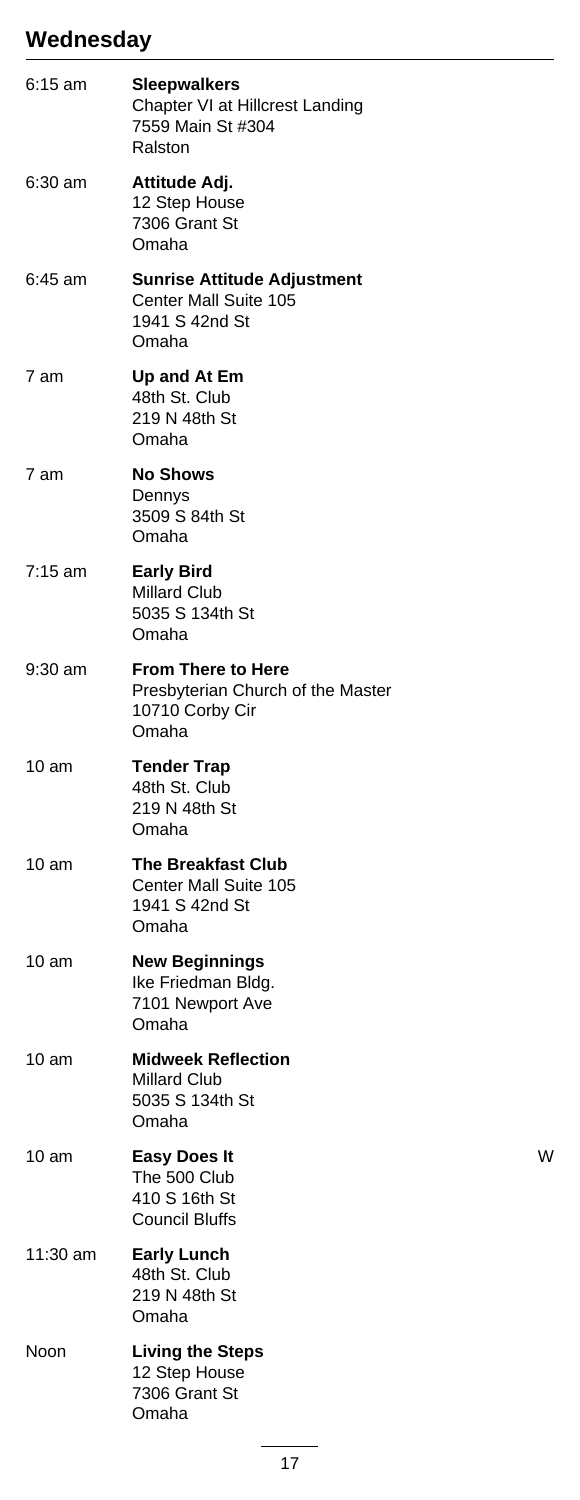## Wednesday

| | | |
|---|---|---|
| 6:15 am | **Sleepwalkers**<br>Chapter VI at Hillcrest Landing<br>7559 Main St #304<br>Ralston | |
| 6:30 am | **Attitude Adj.**<br>12 Step House<br>7306 Grant St<br>Omaha | |
| 6:45 am | **Sunrise Attitude Adjustment**<br>Center Mall Suite 105<br>1941 S 42nd St<br>Omaha | |
| 7 am | **Up and At Em**<br>48th St. Club<br>219 N 48th St<br>Omaha | |
| 7 am | **No Shows**<br>Dennys<br>3509 S 84th St<br>Omaha | |
| 7:15 am | **Early Bird**<br>Millard Club<br>5035 S 134th St<br>Omaha | |
| 9:30 am | **From There to Here**<br>Presbyterian Church of the Master<br>10710 Corby Cir<br>Omaha | |
| 10 am | **Tender Trap**<br>48th St. Club<br>219 N 48th St<br>Omaha | |
| 10 am | **The Breakfast Club**<br>Center Mall Suite 105<br>1941 S 42nd St<br>Omaha | |
| 10 am | **New Beginnings**<br>Ike Friedman Bldg.<br>7101 Newport Ave<br>Omaha | |
| 10 am | **Midweek Reflection**<br>Millard Club<br>5035 S 134th St<br>Omaha | |
| 10 am | **Easy Does It**<br>The 500 Club<br>410 S 16th St<br>Council Bluffs | W |
| 11:30 am | **Early Lunch**<br>48th St. Club<br>219 N 48th St<br>Omaha | |
| Noon | **Living the Steps**<br>12 Step House<br>7306 Grant St<br>Omaha | |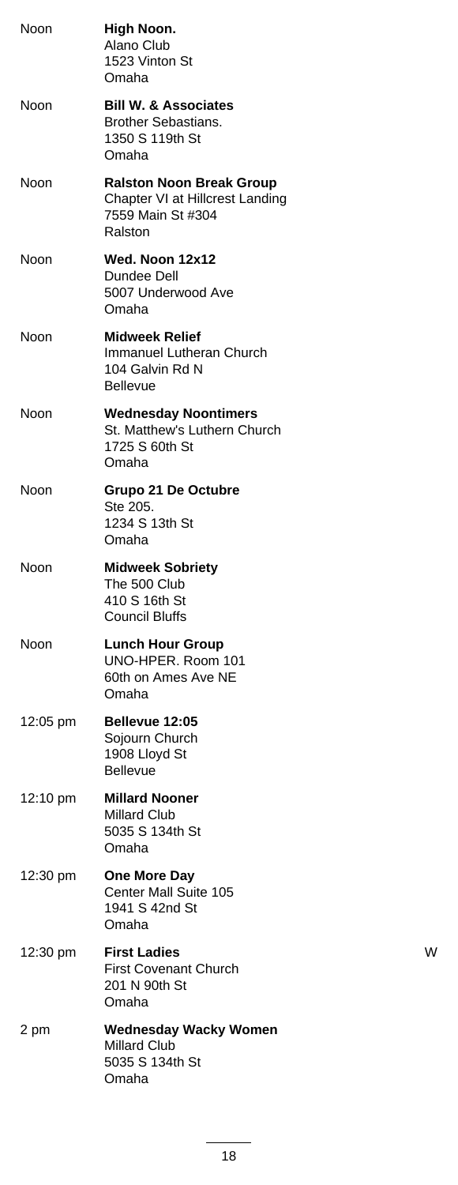| Time | Meeting | Notes |
|---|---|---|
| Noon | **High Noon.**<br>Alano Club<br>1523 Vinton St<br>Omaha | |
| Noon | **Bill W. & Associates**<br>Brother Sebastians.<br>1350 S 119th St<br>Omaha | |
| Noon | **Ralston Noon Break Group**<br>Chapter VI at Hillcrest Landing<br>7559 Main St #304<br>Ralston | |
| Noon | **Wed. Noon 12x12**<br>Dundee Dell<br>5007 Underwood Ave<br>Omaha | |
| Noon | **Midweek Relief**<br>Immanuel Lutheran Church<br>104 Galvin Rd N<br>Bellevue | |
| Noon | **Wednesday Noontimers**<br>St. Matthew's Luthern Church<br>1725 S 60th St<br>Omaha | |
| Noon | **Grupo 21 De Octubre**<br>Ste 205.<br>1234 S 13th St<br>Omaha | |
| Noon | **Midweek Sobriety**<br>The 500 Club<br>410 S 16th St<br>Council Bluffs | |
| Noon | **Lunch Hour Group**<br>UNO-HPER. Room 101<br>60th on Ames Ave NE<br>Omaha | |
| 12:05 pm | **Bellevue 12:05**<br>Sojourn Church<br>1908 Lloyd St<br>Bellevue | |
| 12:10 pm | **Millard Nooner**<br>Millard Club<br>5035 S 134th St<br>Omaha | |
| 12:30 pm | **One More Day**<br>Center Mall Suite 105<br>1941 S 42nd St<br>Omaha | |
| 12:30 pm | **First Ladies**<br>First Covenant Church<br>201 N 90th St<br>Omaha | W |
| 2 pm | **Wednesday Wacky Women**<br>Millard Club<br>5035 S 134th St<br>Omaha | |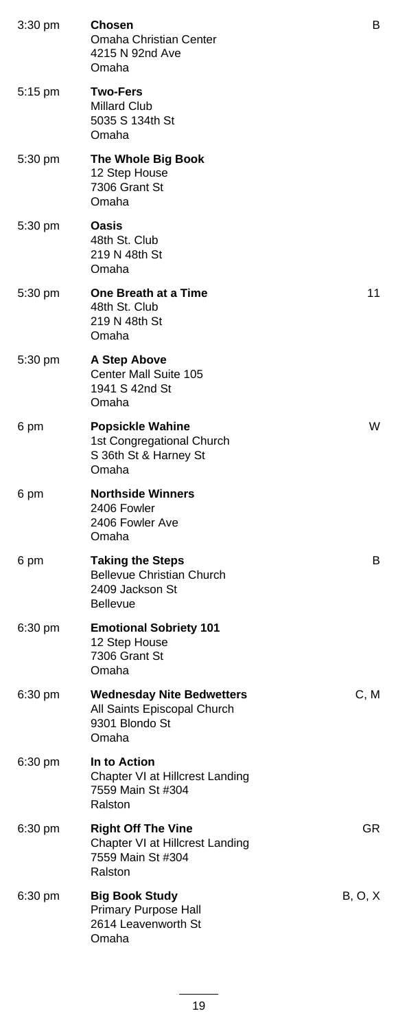| Time | Meeting | Codes |
|---|---|---|
| 3:30 pm | **Chosen**<br>Omaha Christian Center<br>4215 N 92nd Ave<br>Omaha | B |
| 5:15 pm | **Two-Fers**<br>Millard Club<br>5035 S 134th St<br>Omaha | |
| 5:30 pm | **The Whole Big Book**<br>12 Step House<br>7306 Grant St<br>Omaha | |
| 5:30 pm | **Oasis**<br>48th St. Club<br>219 N 48th St<br>Omaha | |
| 5:30 pm | **One Breath at a Time**<br>48th St. Club<br>219 N 48th St<br>Omaha | 11 |
| 5:30 pm | **A Step Above**<br>Center Mall Suite 105<br>1941 S 42nd St<br>Omaha | |
| 6 pm | **Popsickle Wahine**<br>1st Congregational Church<br>S 36th St & Harney St<br>Omaha | W |
| 6 pm | **Northside Winners**<br>2406 Fowler<br>2406 Fowler Ave<br>Omaha | |
| 6 pm | **Taking the Steps**<br>Bellevue Christian Church<br>2409 Jackson St<br>Bellevue | B |
| 6:30 pm | **Emotional Sobriety 101**<br>12 Step House<br>7306 Grant St<br>Omaha | |
| 6:30 pm | **Wednesday Nite Bedwetters**<br>All Saints Episcopal Church<br>9301 Blondo St<br>Omaha | C, M |
| 6:30 pm | **In to Action**<br>Chapter VI at Hillcrest Landing<br>7559 Main St #304<br>Ralston | |
| 6:30 pm | **Right Off The Vine**<br>Chapter VI at Hillcrest Landing<br>7559 Main St #304<br>Ralston | GR |
| 6:30 pm | **Big Book Study**<br>Primary Purpose Hall<br>2614 Leavenworth St<br>Omaha | B, O, X |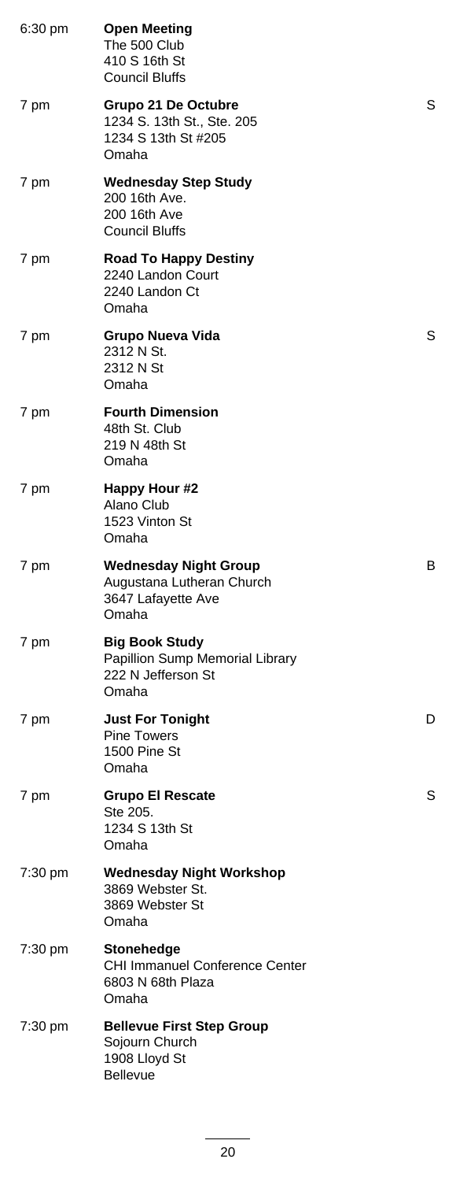6:30 pm **Open Meeting**
The 500 Club
410 S 16th St
Council Bluffs

7 pm **Grupo 21 De Octubre** S
1234 S. 13th St., Ste. 205
1234 S 13th St #205
Omaha

7 pm **Wednesday Step Study**
200 16th Ave.
200 16th Ave
Council Bluffs

7 pm **Road To Happy Destiny**
2240 Landon Court
2240 Landon Ct
Omaha

7 pm **Grupo Nueva Vida** S
2312 N St.
2312 N St
Omaha

7 pm **Fourth Dimension**
48th St. Club
219 N 48th St
Omaha

7 pm **Happy Hour #2**
Alano Club
1523 Vinton St
Omaha

7 pm **Wednesday Night Group** B
Augustana Lutheran Church
3647 Lafayette Ave
Omaha

7 pm **Big Book Study**
Papillion Sump Memorial Library
222 N Jefferson St
Omaha

7 pm **Just For Tonight** D
Pine Towers
1500 Pine St
Omaha

7 pm **Grupo El Rescate** S
Ste 205.
1234 S 13th St
Omaha

7:30 pm **Wednesday Night Workshop**
3869 Webster St.
3869 Webster St
Omaha

7:30 pm **Stonehedge**
CHI Immanuel Conference Center
6803 N 68th Plaza
Omaha

7:30 pm **Bellevue First Step Group**
Sojourn Church
1908 Lloyd St
Bellevue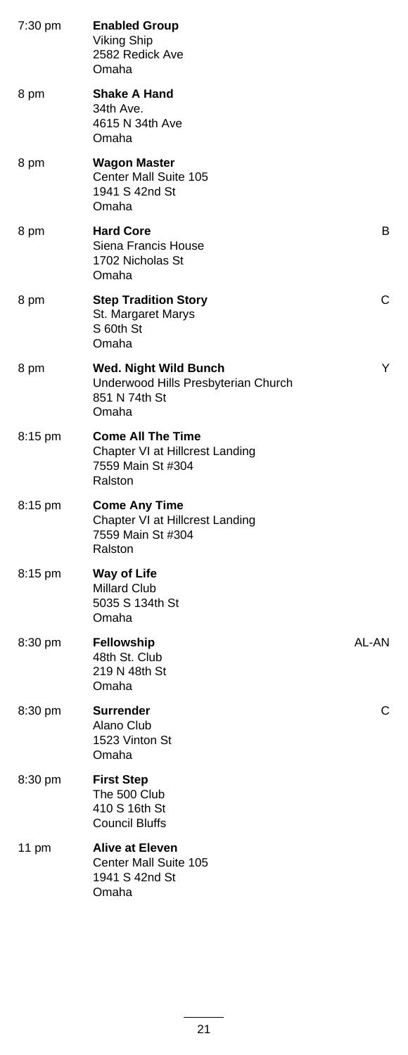| | | |
|---|---|---|
| 7:30 pm | **Enabled Group**<br>Viking Ship<br>2582 Redick Ave<br>Omaha | |
| 8 pm | **Shake A Hand**<br>34th Ave.<br>4615 N 34th Ave<br>Omaha | |
| 8 pm | **Wagon Master**<br>Center Mall Suite 105<br>1941 S 42nd St<br>Omaha | |
| 8 pm | **Hard Core**<br>Siena Francis House<br>1702 Nicholas St<br>Omaha | B |
| 8 pm | **Step Tradition Story**<br>St. Margaret Marys<br>S 60th St<br>Omaha | C |
| 8 pm | **Wed. Night Wild Bunch**<br>Underwood Hills Presbyterian Church<br>851 N 74th St<br>Omaha | Y |
| 8:15 pm | **Come All The Time**<br>Chapter VI at Hillcrest Landing<br>7559 Main St #304<br>Ralston | |
| 8:15 pm | **Come Any Time**<br>Chapter VI at Hillcrest Landing<br>7559 Main St #304<br>Ralston | |
| 8:15 pm | **Way of Life**<br>Millard Club<br>5035 S 134th St<br>Omaha | |
| 8:30 pm | **Fellowship**<br>48th St. Club<br>219 N 48th St<br>Omaha | AL-AN |
| 8:30 pm | **Surrender**<br>Alano Club<br>1523 Vinton St<br>Omaha | C |
| 8:30 pm | **First Step**<br>The 500 Club<br>410 S 16th St<br>Council Bluffs | |
| 11 pm | **Alive at Eleven**<br>Center Mall Suite 105<br>1941 S 42nd St<br>Omaha | |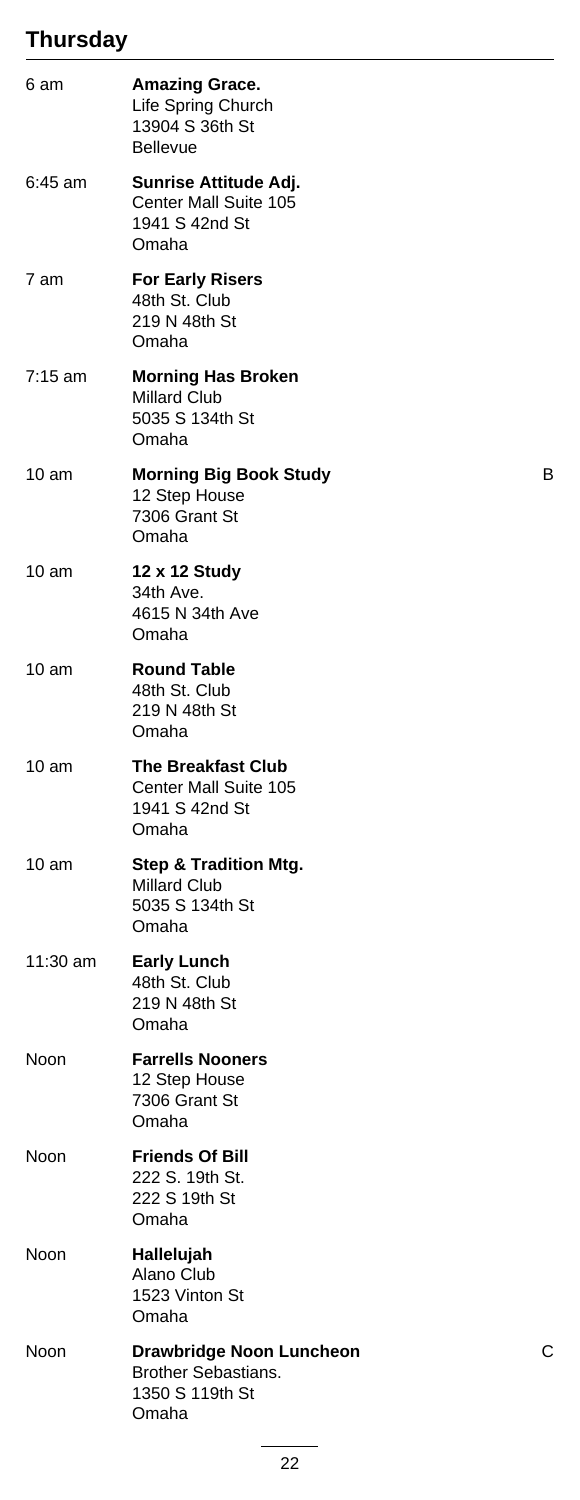## Thursday

| Time | Meeting | Code |
|---|---|---|
| 6 am | **Amazing Grace.**<br>Life Spring Church<br>13904 S 36th St<br>Bellevue | |
| 6:45 am | **Sunrise Attitude Adj.**<br>Center Mall Suite 105<br>1941 S 42nd St<br>Omaha | |
| 7 am | **For Early Risers**<br>48th St. Club<br>219 N 48th St<br>Omaha | |
| 7:15 am | **Morning Has Broken**<br>Millard Club<br>5035 S 134th St<br>Omaha | |
| 10 am | **Morning Big Book Study**<br>12 Step House<br>7306 Grant St<br>Omaha | B |
| 10 am | **12 x 12 Study**<br>34th Ave.<br>4615 N 34th Ave<br>Omaha | |
| 10 am | **Round Table**<br>48th St. Club<br>219 N 48th St<br>Omaha | |
| 10 am | **The Breakfast Club**<br>Center Mall Suite 105<br>1941 S 42nd St<br>Omaha | |
| 10 am | **Step & Tradition Mtg.**<br>Millard Club<br>5035 S 134th St<br>Omaha | |
| 11:30 am | **Early Lunch**<br>48th St. Club<br>219 N 48th St<br>Omaha | |
| Noon | **Farrells Nooners**<br>12 Step House<br>7306 Grant St<br>Omaha | |
| Noon | **Friends Of Bill**<br>222 S. 19th St.<br>222 S 19th St<br>Omaha | |
| Noon | **Hallelujah**<br>Alano Club<br>1523 Vinton St<br>Omaha | |
| Noon | **Drawbridge Noon Luncheon**<br>Brother Sebastians.<br>1350 S 119th St<br>Omaha | C |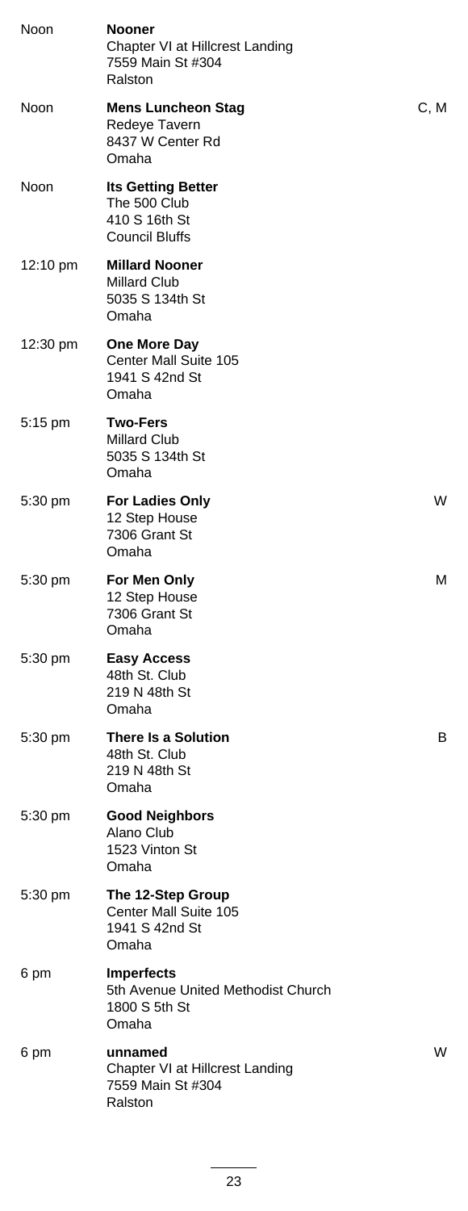| Time | Meeting | Type |
| --- | --- | --- |
| Noon | **Nooner**<br>Chapter VI at Hillcrest Landing<br>7559 Main St #304<br>Ralston | |
| Noon | **Mens Luncheon Stag**<br>Redeye Tavern<br>8437 W Center Rd<br>Omaha | C, M |
| Noon | **Its Getting Better**<br>The 500 Club<br>410 S 16th St<br>Council Bluffs | |
| 12:10 pm | **Millard Nooner**<br>Millard Club<br>5035 S 134th St<br>Omaha | |
| 12:30 pm | **One More Day**<br>Center Mall Suite 105<br>1941 S 42nd St<br>Omaha | |
| 5:15 pm | **Two-Fers**<br>Millard Club<br>5035 S 134th St<br>Omaha | |
| 5:30 pm | **For Ladies Only**<br>12 Step House<br>7306 Grant St<br>Omaha | W |
| 5:30 pm | **For Men Only**<br>12 Step House<br>7306 Grant St<br>Omaha | M |
| 5:30 pm | **Easy Access**<br>48th St. Club<br>219 N 48th St<br>Omaha | |
| 5:30 pm | **There Is a Solution**<br>48th St. Club<br>219 N 48th St<br>Omaha | B |
| 5:30 pm | **Good Neighbors**<br>Alano Club<br>1523 Vinton St<br>Omaha | |
| 5:30 pm | **The 12-Step Group**<br>Center Mall Suite 105<br>1941 S 42nd St<br>Omaha | |
| 6 pm | **Imperfects**<br>5th Avenue United Methodist Church<br>1800 S 5th St<br>Omaha | |
| 6 pm | **unnamed**<br>Chapter VI at Hillcrest Landing<br>7559 Main St #304<br>Ralston | W |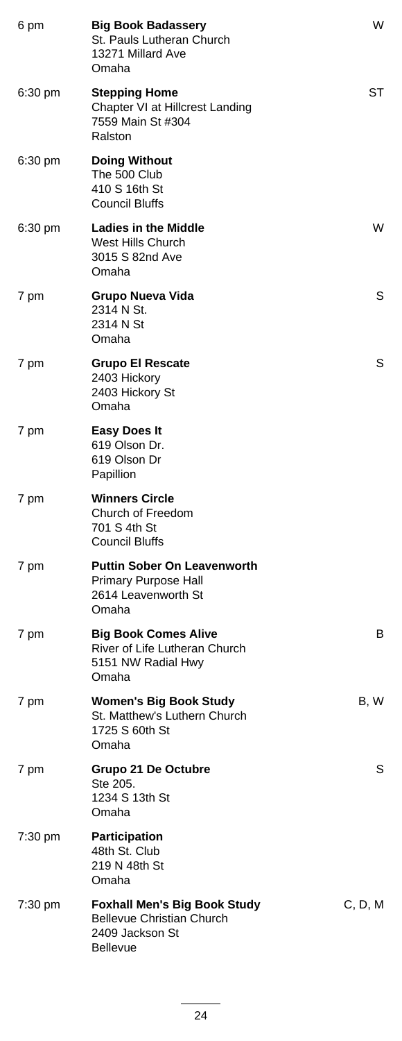| Time | Meeting | Code |
|---|---|---|
| 6 pm | **Big Book Badassery**<br>St. Pauls Lutheran Church<br>13271 Millard Ave<br>Omaha | W |
| 6:30 pm | **Stepping Home**<br>Chapter VI at Hillcrest Landing<br>7559 Main St #304<br>Ralston | ST |
| 6:30 pm | **Doing Without**<br>The 500 Club<br>410 S 16th St<br>Council Bluffs | |
| 6:30 pm | **Ladies in the Middle**<br>West Hills Church<br>3015 S 82nd Ave<br>Omaha | W |
| 7 pm | **Grupo Nueva Vida**<br>2314 N St.<br>2314 N St<br>Omaha | S |
| 7 pm | **Grupo El Rescate**<br>2403 Hickory<br>2403 Hickory St<br>Omaha | S |
| 7 pm | **Easy Does It**<br>619 Olson Dr.<br>619 Olson Dr<br>Papillion | |
| 7 pm | **Winners Circle**<br>Church of Freedom<br>701 S 4th St<br>Council Bluffs | |
| 7 pm | **Puttin Sober On Leavenworth**<br>Primary Purpose Hall<br>2614 Leavenworth St<br>Omaha | |
| 7 pm | **Big Book Comes Alive**<br>River of Life Lutheran Church<br>5151 NW Radial Hwy<br>Omaha | B |
| 7 pm | **Women's Big Book Study**<br>St. Matthew's Luthern Church<br>1725 S 60th St<br>Omaha | B, W |
| 7 pm | **Grupo 21 De Octubre**<br>Ste 205.<br>1234 S 13th St<br>Omaha | S |
| 7:30 pm | **Participation**<br>48th St. Club<br>219 N 48th St<br>Omaha | |
| 7:30 pm | **Foxhall Men's Big Book Study**<br>Bellevue Christian Church<br>2409 Jackson St<br>Bellevue | C, D, M |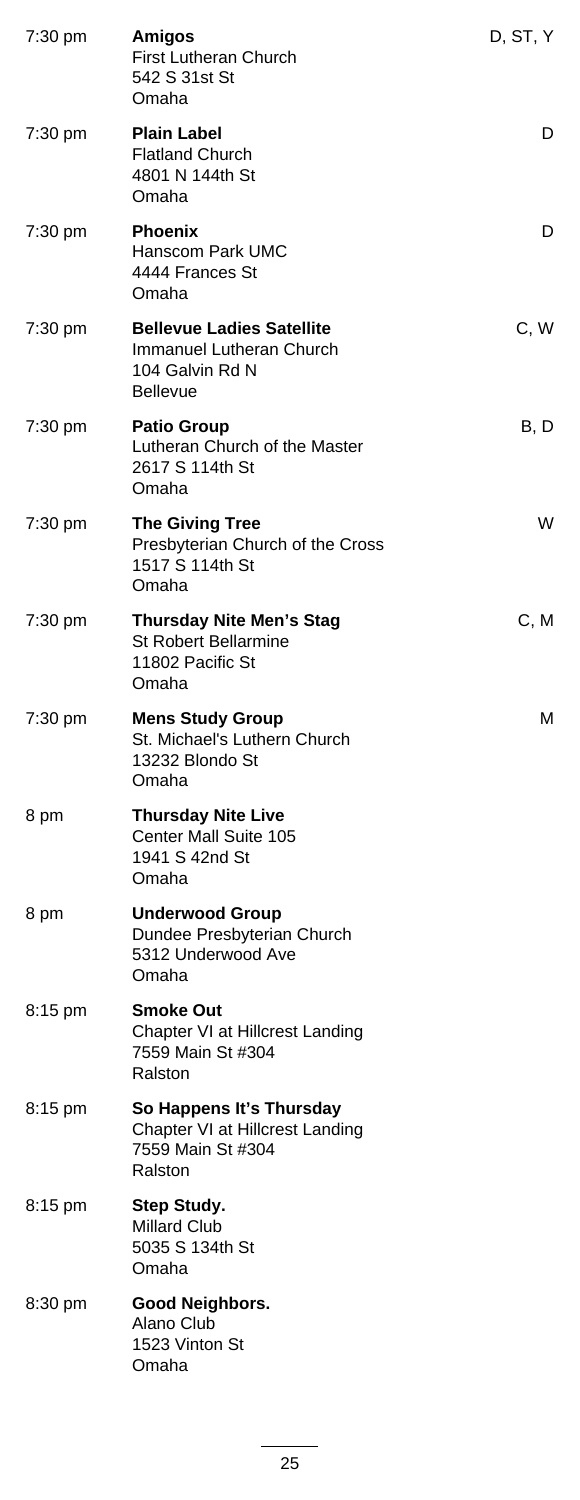| | | |
|---|---|---|
| 7:30 pm | **Amigos**<br>First Lutheran Church<br>542 S 31st St<br>Omaha | D, ST, Y |
| 7:30 pm | **Plain Label**<br>Flatland Church<br>4801 N 144th St<br>Omaha | D |
| 7:30 pm | **Phoenix**<br>Hanscom Park UMC<br>4444 Frances St<br>Omaha | D |
| 7:30 pm | **Bellevue Ladies Satellite**<br>Immanuel Lutheran Church<br>104 Galvin Rd N<br>Bellevue | C, W |
| 7:30 pm | **Patio Group**<br>Lutheran Church of the Master<br>2617 S 114th St<br>Omaha | B, D |
| 7:30 pm | **The Giving Tree**<br>Presbyterian Church of the Cross<br>1517 S 114th St<br>Omaha | W |
| 7:30 pm | **Thursday Nite Men's Stag**<br>St Robert Bellarmine<br>11802 Pacific St<br>Omaha | C, M |
| 7:30 pm | **Mens Study Group**<br>St. Michael's Luthern Church<br>13232 Blondo St<br>Omaha | M |
| 8 pm | **Thursday Nite Live**<br>Center Mall Suite 105<br>1941 S 42nd St<br>Omaha | |
| 8 pm | **Underwood Group**<br>Dundee Presbyterian Church<br>5312 Underwood Ave<br>Omaha | |
| 8:15 pm | **Smoke Out**<br>Chapter VI at Hillcrest Landing<br>7559 Main St #304<br>Ralston | |
| 8:15 pm | **So Happens It's Thursday**<br>Chapter VI at Hillcrest Landing<br>7559 Main St #304<br>Ralston | |
| 8:15 pm | **Step Study.**<br>Millard Club<br>5035 S 134th St<br>Omaha | |
| 8:30 pm | **Good Neighbors.**<br>Alano Club<br>1523 Vinton St<br>Omaha | |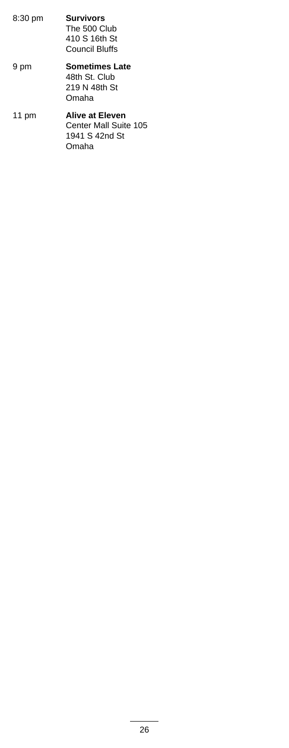8:30 pm **Survivors**
The 500 Club
410 S 16th St
Council Bluffs

9 pm **Sometimes Late**
48th St. Club
219 N 48th St
Omaha

11 pm **Alive at Eleven**
Center Mall Suite 105
1941 S 42nd St
Omaha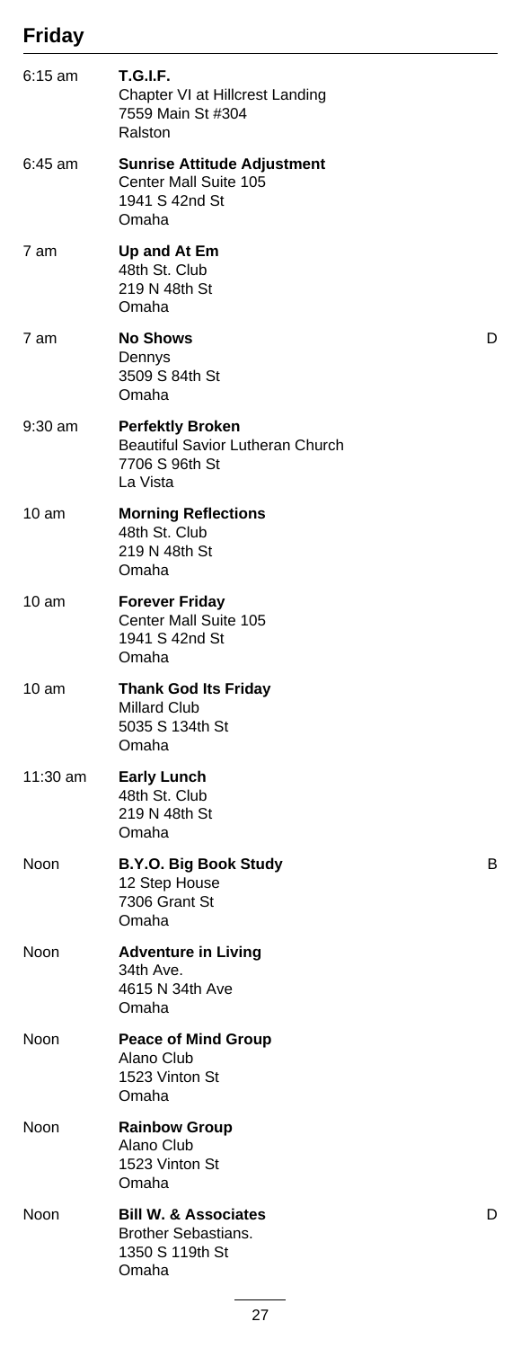## Friday

| Time | Meeting | Code |
|---|---|---|
| 6:15 am | **T.G.I.F.**<br>Chapter VI at Hillcrest Landing<br>7559 Main St #304<br>Ralston | |
| 6:45 am | **Sunrise Attitude Adjustment**<br>Center Mall Suite 105<br>1941 S 42nd St<br>Omaha | |
| 7 am | **Up and At Em**<br>48th St. Club<br>219 N 48th St<br>Omaha | |
| 7 am | **No Shows**<br>Dennys<br>3509 S 84th St<br>Omaha | D |
| 9:30 am | **Perfektly Broken**<br>Beautiful Savior Lutheran Church<br>7706 S 96th St<br>La Vista | |
| 10 am | **Morning Reflections**<br>48th St. Club<br>219 N 48th St<br>Omaha | |
| 10 am | **Forever Friday**<br>Center Mall Suite 105<br>1941 S 42nd St<br>Omaha | |
| 10 am | **Thank God Its Friday**<br>Millard Club<br>5035 S 134th St<br>Omaha | |
| 11:30 am | **Early Lunch**<br>48th St. Club<br>219 N 48th St<br>Omaha | |
| Noon | **B.Y.O. Big Book Study**<br>12 Step House<br>7306 Grant St<br>Omaha | B |
| Noon | **Adventure in Living**<br>34th Ave.<br>4615 N 34th Ave<br>Omaha | |
| Noon | **Peace of Mind Group**<br>Alano Club<br>1523 Vinton St<br>Omaha | |
| Noon | **Rainbow Group**<br>Alano Club<br>1523 Vinton St<br>Omaha | |
| Noon | **Bill W. & Associates**<br>Brother Sebastians.<br>1350 S 119th St<br>Omaha | D |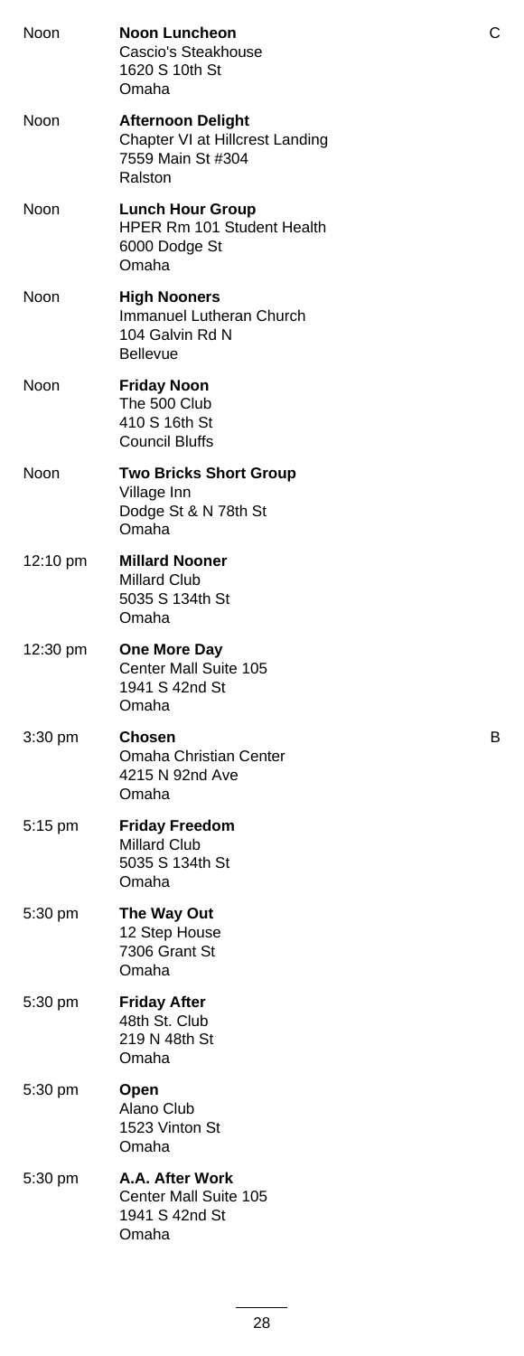Noon **Noon Luncheon** C
Cascio's Steakhouse
1620 S 10th St
Omaha

Noon **Afternoon Delight**
Chapter VI at Hillcrest Landing
7559 Main St #304
Ralston

Noon **Lunch Hour Group**
HPER Rm 101 Student Health
6000 Dodge St
Omaha

Noon **High Nooners**
Immanuel Lutheran Church
104 Galvin Rd N
Bellevue

Noon **Friday Noon**
The 500 Club
410 S 16th St
Council Bluffs

Noon **Two Bricks Short Group**
Village Inn
Dodge St & N 78th St
Omaha

12:10 pm **Millard Nooner**
Millard Club
5035 S 134th St
Omaha

12:30 pm **One More Day**
Center Mall Suite 105
1941 S 42nd St
Omaha

3:30 pm **Chosen** B
Omaha Christian Center
4215 N 92nd Ave
Omaha

5:15 pm **Friday Freedom**
Millard Club
5035 S 134th St
Omaha

5:30 pm **The Way Out**
12 Step House
7306 Grant St
Omaha

5:30 pm **Friday After**
48th St. Club
219 N 48th St
Omaha

5:30 pm **Open**
Alano Club
1523 Vinton St
Omaha

5:30 pm **A.A. After Work**
Center Mall Suite 105
1941 S 42nd St
Omaha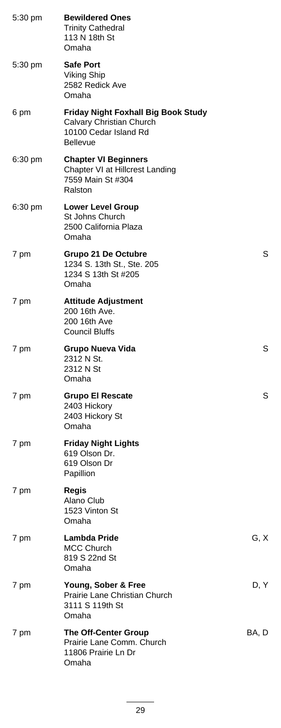| | | |
|---|---|---|
| 5:30 pm | **Bewildered Ones**<br>Trinity Cathedral<br>113 N 18th St<br>Omaha | |
| 5:30 pm | **Safe Port**<br>Viking Ship<br>2582 Redick Ave<br>Omaha | |
| 6 pm | **Friday Night Foxhall Big Book Study**<br>Calvary Christian Church<br>10100 Cedar Island Rd<br>Bellevue | |
| 6:30 pm | **Chapter VI Beginners**<br>Chapter VI at Hillcrest Landing<br>7559 Main St #304<br>Ralston | |
| 6:30 pm | **Lower Level Group**<br>St Johns Church<br>2500 California Plaza<br>Omaha | |
| 7 pm | **Grupo 21 De Octubre**<br>1234 S. 13th St., Ste. 205<br>1234 S 13th St #205<br>Omaha | S |
| 7 pm | **Attitude Adjustment**<br>200 16th Ave.<br>200 16th Ave<br>Council Bluffs | |
| 7 pm | **Grupo Nueva Vida**<br>2312 N St.<br>2312 N St<br>Omaha | S |
| 7 pm | **Grupo El Rescate**<br>2403 Hickory<br>2403 Hickory St<br>Omaha | S |
| 7 pm | **Friday Night Lights**<br>619 Olson Dr.<br>619 Olson Dr<br>Papillion | |
| 7 pm | **Regis**<br>Alano Club<br>1523 Vinton St<br>Omaha | |
| 7 pm | **Lambda Pride**<br>MCC Church<br>819 S 22nd St<br>Omaha | G, X |
| 7 pm | **Young, Sober & Free**<br>Prairie Lane Christian Church<br>3111 S 119th St<br>Omaha | D, Y |
| 7 pm | **The Off-Center Group**<br>Prairie Lane Comm. Church<br>11806 Prairie Ln Dr<br>Omaha | BA, D |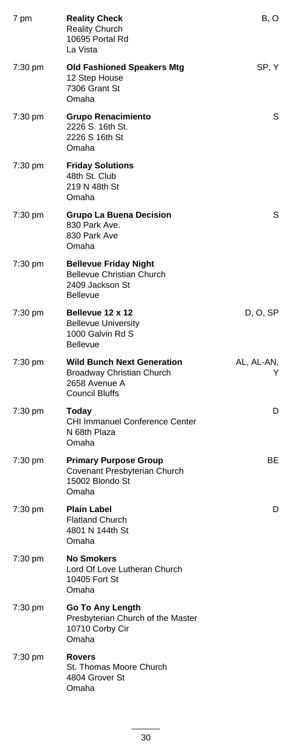| Time | Meeting | Codes |
| --- | --- | --- |
| 7 pm | **Reality Check**<br>Reality Church<br>10695 Portal Rd<br>La Vista | B, O |
| 7:30 pm | **Old Fashioned Speakers Mtg**<br>12 Step House<br>7306 Grant St<br>Omaha | SP, Y |
| 7:30 pm | **Grupo Renacimiento**<br>2226 S. 16th St.<br>2226 S 16th St<br>Omaha | S |
| 7:30 pm | **Friday Solutions**<br>48th St. Club<br>219 N 48th St<br>Omaha | |
| 7:30 pm | **Grupo La Buena Decision**<br>830 Park Ave.<br>830 Park Ave<br>Omaha | S |
| 7:30 pm | **Bellevue Friday Night**<br>Bellevue Christian Church<br>2409 Jackson St<br>Bellevue | |
| 7:30 pm | **Bellevue 12 x 12**<br>Bellevue University<br>1000 Galvin Rd S<br>Bellevue | D, O, SP |
| 7:30 pm | **Wild Bunch Next Generation**<br>Broadway Christian Church<br>2658 Avenue A<br>Council Bluffs | AL, AL-AN, Y |
| 7:30 pm | **Today**<br>CHI Immanuel Conference Center<br>N 68th Plaza<br>Omaha | D |
| 7:30 pm | **Primary Purpose Group**<br>Covenant Presbyterian Church<br>15002 Blondo St<br>Omaha | BE |
| 7:30 pm | **Plain Label**<br>Flatland Church<br>4801 N 144th St<br>Omaha | D |
| 7:30 pm | **No Smokers**<br>Lord Of Love Lutheran Church<br>10405 Fort St<br>Omaha | |
| 7:30 pm | **Go To Any Length**<br>Presbyterian Church of the Master<br>10710 Corby Cir<br>Omaha | |
| 7:30 pm | **Rovers**<br>St. Thomas Moore Church<br>4804 Grover St<br>Omaha | |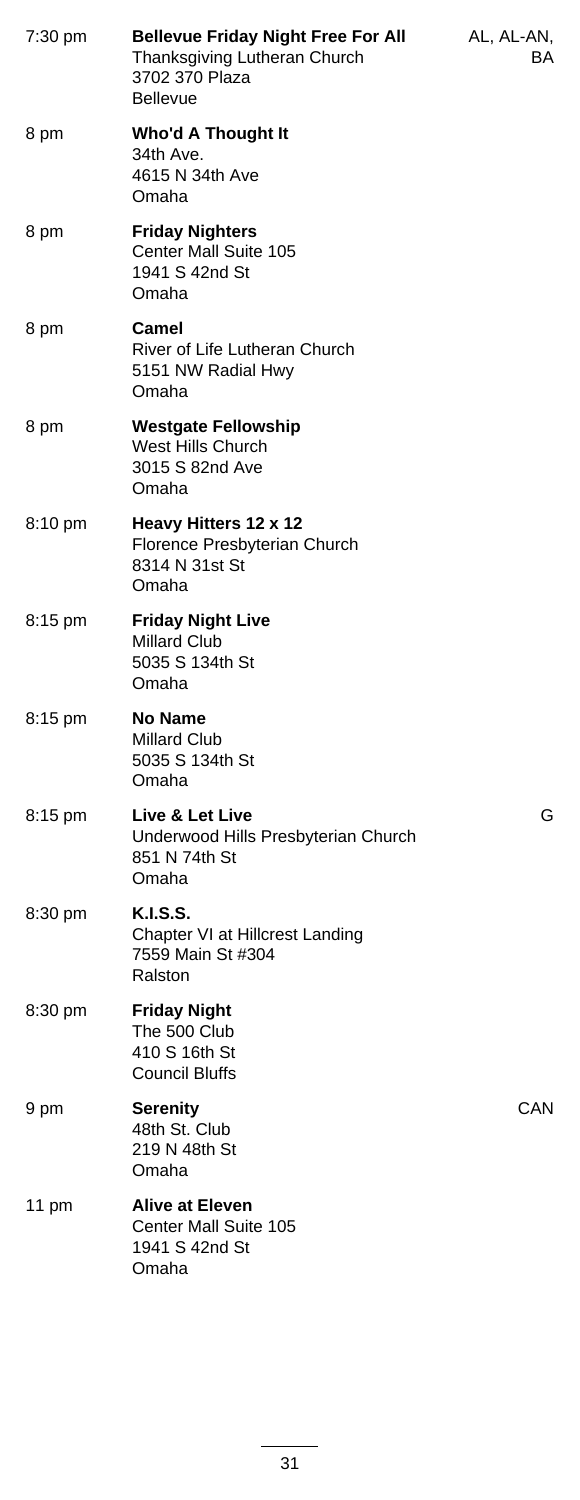| Time | Meeting | Type |
| --- | --- | --- |
| 7:30 pm | **Bellevue Friday Night Free For All**<br>Thanksgiving Lutheran Church<br>3702 370 Plaza<br>Bellevue | AL, AL-AN, BA |
| 8 pm | **Who'd A Thought It**<br>34th Ave.<br>4615 N 34th Ave<br>Omaha | |
| 8 pm | **Friday Nighters**<br>Center Mall Suite 105<br>1941 S 42nd St<br>Omaha | |
| 8 pm | **Camel**<br>River of Life Lutheran Church<br>5151 NW Radial Hwy<br>Omaha | |
| 8 pm | **Westgate Fellowship**<br>West Hills Church<br>3015 S 82nd Ave<br>Omaha | |
| 8:10 pm | **Heavy Hitters 12 x 12**<br>Florence Presbyterian Church<br>8314 N 31st St<br>Omaha | |
| 8:15 pm | **Friday Night Live**<br>Millard Club<br>5035 S 134th St<br>Omaha | |
| 8:15 pm | **No Name**<br>Millard Club<br>5035 S 134th St<br>Omaha | |
| 8:15 pm | **Live & Let Live**<br>Underwood Hills Presbyterian Church<br>851 N 74th St<br>Omaha | G |
| 8:30 pm | **K.I.S.S.**<br>Chapter VI at Hillcrest Landing<br>7559 Main St #304<br>Ralston | |
| 8:30 pm | **Friday Night**<br>The 500 Club<br>410 S 16th St<br>Council Bluffs | |
| 9 pm | **Serenity**<br>48th St. Club<br>219 N 48th St<br>Omaha | CAN |
| 11 pm | **Alive at Eleven**<br>Center Mall Suite 105<br>1941 S 42nd St<br>Omaha | |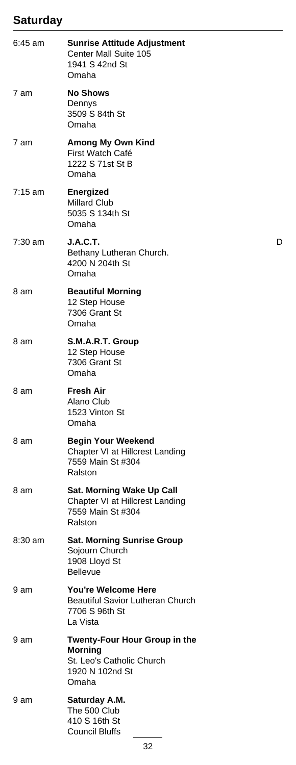## Saturday

6:45 am — **Sunrise Attitude Adjustment**
Center Mall Suite 105
1941 S 42nd St
Omaha

7 am — **No Shows**
Dennys
3509 S 84th St
Omaha

7 am — **Among My Own Kind**
First Watch Café
1222 S 71st St B
Omaha

7:15 am — **Energized**
Millard Club
5035 S 134th St
Omaha

7:30 am — **J.A.C.T.** — D
Bethany Lutheran Church.
4200 N 204th St
Omaha

8 am — **Beautiful Morning**
12 Step House
7306 Grant St
Omaha

8 am — **S.M.A.R.T. Group**
12 Step House
7306 Grant St
Omaha

8 am — **Fresh Air**
Alano Club
1523 Vinton St
Omaha

8 am — **Begin Your Weekend**
Chapter VI at Hillcrest Landing
7559 Main St #304
Ralston

8 am — **Sat. Morning Wake Up Call**
Chapter VI at Hillcrest Landing
7559 Main St #304
Ralston

8:30 am — **Sat. Morning Sunrise Group**
Sojourn Church
1908 Lloyd St
Bellevue

9 am — **You're Welcome Here**
Beautiful Savior Lutheran Church
7706 S 96th St
La Vista

9 am — **Twenty-Four Hour Group in the Morning**
St. Leo's Catholic Church
1920 N 102nd St
Omaha

9 am — **Saturday A.M.**
The 500 Club
410 S 16th St
Council Bluffs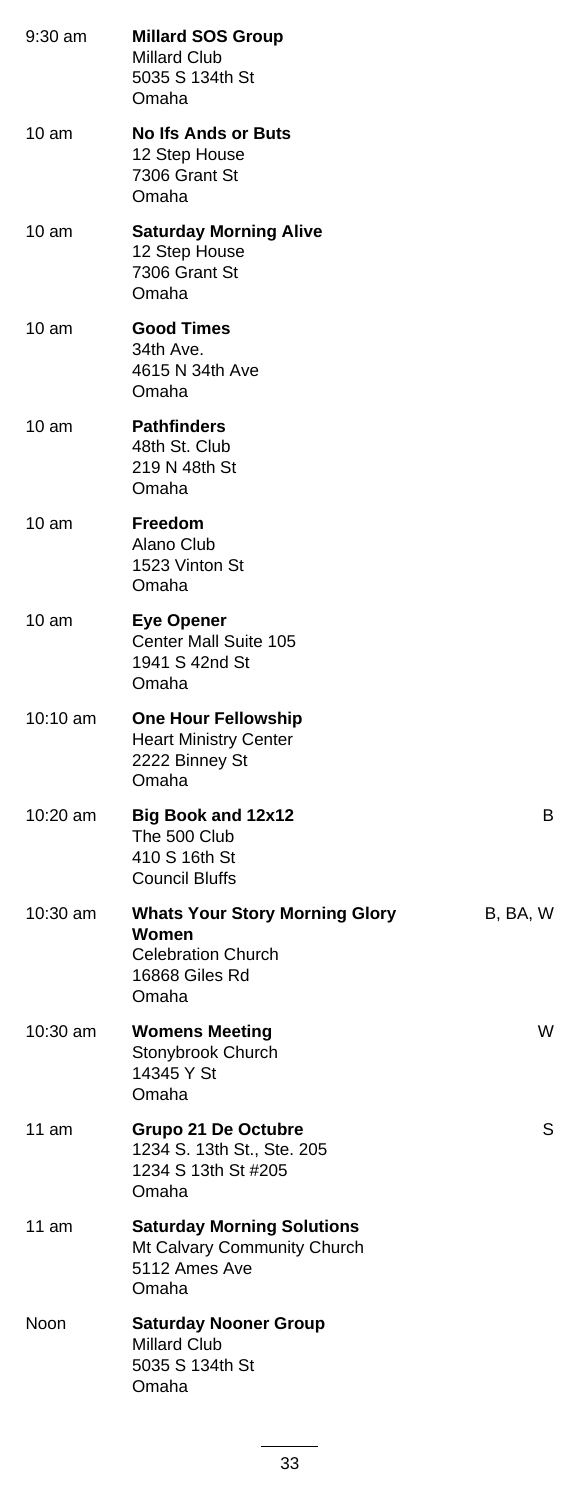9:30 am **Millard SOS Group**
Millard Club
5035 S 134th St
Omaha

10 am **No Ifs Ands or Buts**
12 Step House
7306 Grant St
Omaha

10 am **Saturday Morning Alive**
12 Step House
7306 Grant St
Omaha

10 am **Good Times**
34th Ave.
4615 N 34th Ave
Omaha

10 am **Pathfinders**
48th St. Club
219 N 48th St
Omaha

10 am **Freedom**
Alano Club
1523 Vinton St
Omaha

10 am **Eye Opener**
Center Mall Suite 105
1941 S 42nd St
Omaha

10:10 am **One Hour Fellowship**
Heart Ministry Center
2222 Binney St
Omaha

10:20 am **Big Book and 12x12** B
The 500 Club
410 S 16th St
Council Bluffs

10:30 am **Whats Your Story Morning Glory Women** B, BA, W
Celebration Church
16868 Giles Rd
Omaha

10:30 am **Womens Meeting** W
Stonybrook Church
14345 Y St
Omaha

11 am **Grupo 21 De Octubre** S
1234 S. 13th St., Ste. 205
1234 S 13th St #205
Omaha

11 am **Saturday Morning Solutions**
Mt Calvary Community Church
5112 Ames Ave
Omaha

Noon **Saturday Nooner Group**
Millard Club
5035 S 134th St
Omaha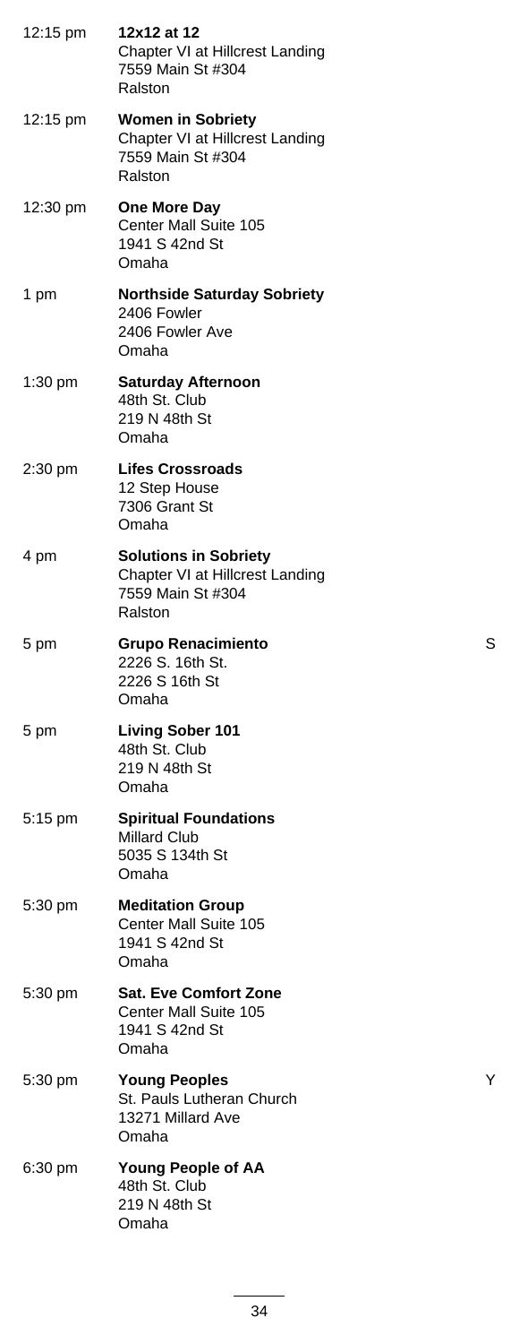| Time | Meeting | Code |
|---|---|---|
| 12:15 pm | **12x12 at 12**<br>Chapter VI at Hillcrest Landing<br>7559 Main St #304<br>Ralston | |
| 12:15 pm | **Women in Sobriety**<br>Chapter VI at Hillcrest Landing<br>7559 Main St #304<br>Ralston | |
| 12:30 pm | **One More Day**<br>Center Mall Suite 105<br>1941 S 42nd St<br>Omaha | |
| 1 pm | **Northside Saturday Sobriety**<br>2406 Fowler<br>2406 Fowler Ave<br>Omaha | |
| 1:30 pm | **Saturday Afternoon**<br>48th St. Club<br>219 N 48th St<br>Omaha | |
| 2:30 pm | **Lifes Crossroads**<br>12 Step House<br>7306 Grant St<br>Omaha | |
| 4 pm | **Solutions in Sobriety**<br>Chapter VI at Hillcrest Landing<br>7559 Main St #304<br>Ralston | |
| 5 pm | **Grupo Renacimiento**<br>2226 S. 16th St.<br>2226 S 16th St<br>Omaha | S |
| 5 pm | **Living Sober 101**<br>48th St. Club<br>219 N 48th St<br>Omaha | |
| 5:15 pm | **Spiritual Foundations**<br>Millard Club<br>5035 S 134th St<br>Omaha | |
| 5:30 pm | **Meditation Group**<br>Center Mall Suite 105<br>1941 S 42nd St<br>Omaha | |
| 5:30 pm | **Sat. Eve Comfort Zone**<br>Center Mall Suite 105<br>1941 S 42nd St<br>Omaha | |
| 5:30 pm | **Young Peoples**<br>St. Pauls Lutheran Church<br>13271 Millard Ave<br>Omaha | Y |
| 6:30 pm | **Young People of AA**<br>48th St. Club<br>219 N 48th St<br>Omaha | |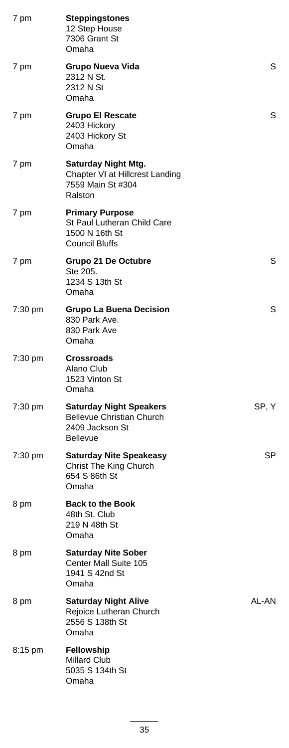| Time | Meeting | Type |
|---|---|---|
| 7 pm | **Steppingstones**<br>12 Step House<br>7306 Grant St<br>Omaha | |
| 7 pm | **Grupo Nueva Vida**<br>2312 N St.<br>2312 N St<br>Omaha | S |
| 7 pm | **Grupo El Rescate**<br>2403 Hickory<br>2403 Hickory St<br>Omaha | S |
| 7 pm | **Saturday Night Mtg.**<br>Chapter VI at Hillcrest Landing<br>7559 Main St #304<br>Ralston | |
| 7 pm | **Primary Purpose**<br>St Paul Lutheran Child Care<br>1500 N 16th St<br>Council Bluffs | |
| 7 pm | **Grupo 21 De Octubre**<br>Ste 205.<br>1234 S 13th St<br>Omaha | S |
| 7:30 pm | **Grupo La Buena Decision**<br>830 Park Ave.<br>830 Park Ave<br>Omaha | S |
| 7:30 pm | **Crossroads**<br>Alano Club<br>1523 Vinton St<br>Omaha | |
| 7:30 pm | **Saturday Night Speakers**<br>Bellevue Christian Church<br>2409 Jackson St<br>Bellevue | SP, Y |
| 7:30 pm | **Saturday Nite Speakeasy**<br>Christ The King Church<br>654 S 86th St<br>Omaha | SP |
| 8 pm | **Back to the Book**<br>48th St. Club<br>219 N 48th St<br>Omaha | |
| 8 pm | **Saturday Nite Sober**<br>Center Mall Suite 105<br>1941 S 42nd St<br>Omaha | |
| 8 pm | **Saturday Night Alive**<br>Rejoice Lutheran Church<br>2556 S 138th St<br>Omaha | AL-AN |
| 8:15 pm | **Fellowship**<br>Millard Club<br>5035 S 134th St<br>Omaha | |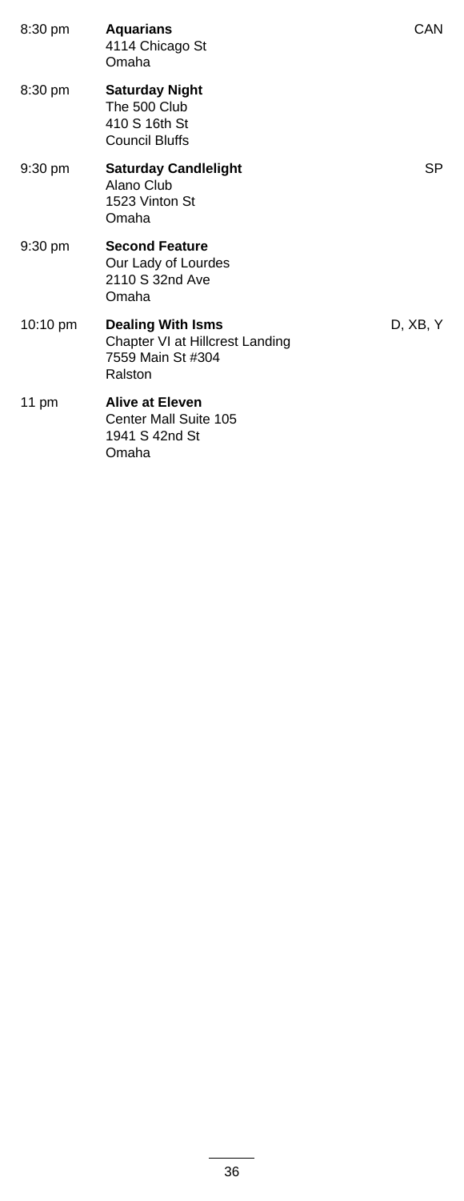| | | |
|---|---|---|
| 8:30 pm | **Aquarians**<br>4114 Chicago St<br>Omaha | CAN |
| 8:30 pm | **Saturday Night**<br>The 500 Club<br>410 S 16th St<br>Council Bluffs | |
| 9:30 pm | **Saturday Candlelight**<br>Alano Club<br>1523 Vinton St<br>Omaha | SP |
| 9:30 pm | **Second Feature**<br>Our Lady of Lourdes<br>2110 S 32nd Ave<br>Omaha | |
| 10:10 pm | **Dealing With Isms**<br>Chapter VI at Hillcrest Landing<br>7559 Main St #304<br>Ralston | D, XB, Y |
| 11 pm | **Alive at Eleven**<br>Center Mall Suite 105<br>1941 S 42nd St<br>Omaha | |